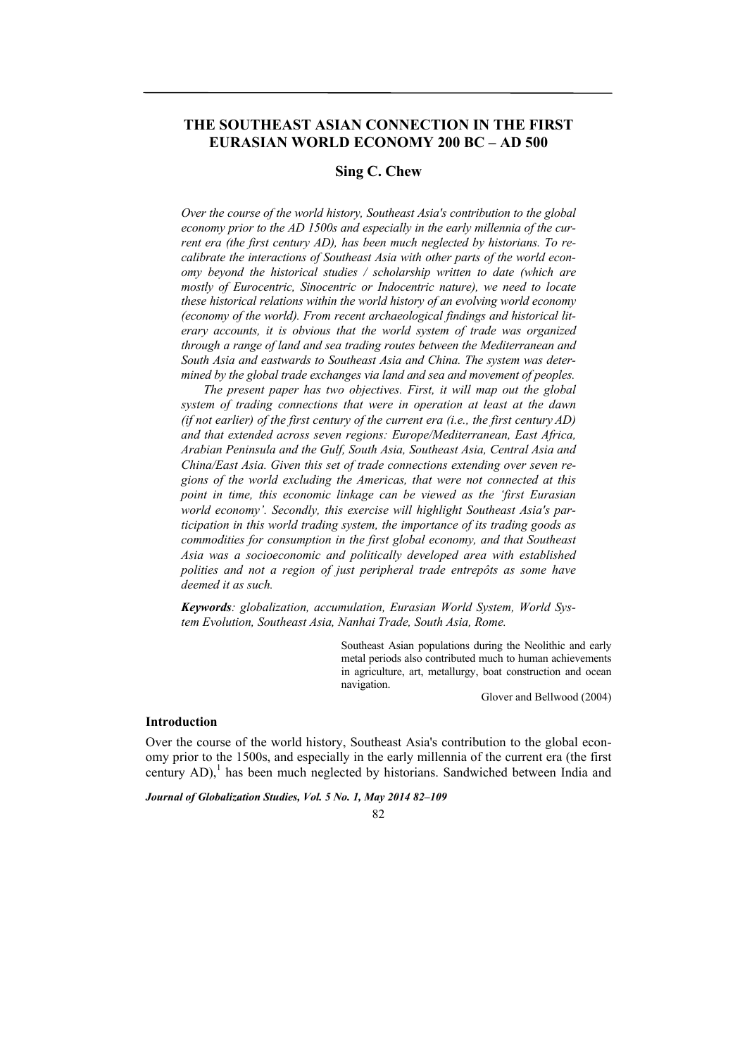# THE SOUTHEAST ASIAN CONNECTION IN THE FIRST EURASIAN WORLD ECONOMY 200 BC – AD 500

## Sing C. Chew

*Over the course of the world history, Southeast Asia's contribution to the global economy prior to the AD 1500s and especially in the early millennia of the current era (the first century AD), has been much neglected by historians. To recalibrate the interactions of Southeast Asia with other parts of the world economy beyond the historical studies / scholarship written to date (which are mostly of Eurocentric, Sinocentric or Indocentric nature), we need to locate these historical relations within the world history of an evolving world economy (economy of the world). From recent archaeological findings and historical literary accounts, it is obvious that the world system of trade was organized through a range of land and sea trading routes between the Mediterranean and South Asia and eastwards to Southeast Asia and China. The system was determined by the global trade exchanges via land and sea and movement of peoples.*

*The present paper has two objectives. First, it will map out the global system of trading connections that were in operation at least at the dawn (if not earlier) of the first century of the current era (i.e., the first century AD) and that extended across seven regions: Europe/Mediterranean, East Africa, Arabian Peninsula and the Gulf, South Asia, Southeast Asia, Central Asia and China/East Asia. Given this set of trade connections extending over seven regions of the world excluding the Americas, that were not connected at this point in time, this economic linkage can be viewed as the 'first Eurasian world economy'. Secondly, this exercise will highlight Southeast Asia's participation in this world trading system, the importance of its trading goods as commodities for consumption in the first global economy, and that Southeast Asia was a socioeconomic and politically developed area with established polities and not a region of just peripheral trade entrepôts as some have deemed it as such.*

***Keywords****: globalization, accumulation, Eurasian World System, World System Evolution, Southeast Asia, Nanhai Trade, South Asia, Rome.*

> Southeast Asian populations during the Neolithic and early metal periods also contributed much to human achievements in agriculture, art, metallurgy, boat construction and ocean navigation.
>
> Glover and Bellwood (2004)

### Introduction

Over the course of the world history, Southeast Asia's contribution to the global economy prior to the 1500s, and especially in the early millennia of the current era (the first century AD),[1] has been much neglected by historians. Sandwiched between India and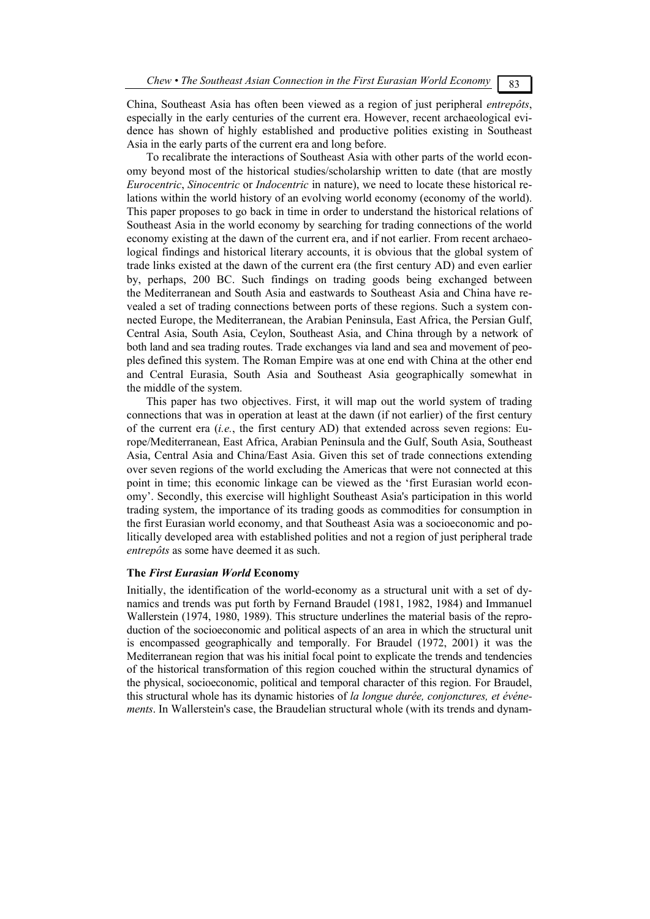China, Southeast Asia has often been viewed as a region of just peripheral *entrepôts*, especially in the early centuries of the current era. However, recent archaeological evidence has shown of highly established and productive polities existing in Southeast Asia in the early parts of the current era and long before.

To recalibrate the interactions of Southeast Asia with other parts of the world economy beyond most of the historical studies/scholarship written to date (that are mostly *Eurocentric*, *Sinocentric* or *Indocentric* in nature), we need to locate these historical relations within the world history of an evolving world economy (economy of the world). This paper proposes to go back in time in order to understand the historical relations of Southeast Asia in the world economy by searching for trading connections of the world economy existing at the dawn of the current era, and if not earlier. From recent archaeological findings and historical literary accounts, it is obvious that the global system of trade links existed at the dawn of the current era (the first century AD) and even earlier by, perhaps, 200 BC. Such findings on trading goods being exchanged between the Mediterranean and South Asia and eastwards to Southeast Asia and China have revealed a set of trading connections between ports of these regions. Such a system connected Europe, the Mediterranean, the Arabian Peninsula, East Africa, the Persian Gulf, Central Asia, South Asia, Ceylon, Southeast Asia, and China through by a network of both land and sea trading routes. Trade exchanges via land and sea and movement of peoples defined this system. The Roman Empire was at one end with China at the other end and Central Eurasia, South Asia and Southeast Asia geographically somewhat in the middle of the system.

This paper has two objectives. First, it will map out the world system of trading connections that was in operation at least at the dawn (if not earlier) of the first century of the current era (*i.e.*, the first century AD) that extended across seven regions: Europe/Mediterranean, East Africa, Arabian Peninsula and the Gulf, South Asia, Southeast Asia, Central Asia and China/East Asia. Given this set of trade connections extending over seven regions of the world excluding the Americas that were not connected at this point in time; this economic linkage can be viewed as the 'first Eurasian world economy'. Secondly, this exercise will highlight Southeast Asia's participation in this world trading system, the importance of its trading goods as commodities for consumption in the first Eurasian world economy, and that Southeast Asia was a socioeconomic and politically developed area with established polities and not a region of just peripheral trade *entrepôts* as some have deemed it as such.

## The *First Eurasian World* Economy

Initially, the identification of the world-economy as a structural unit with a set of dynamics and trends was put forth by Fernand Braudel (1981, 1982, 1984) and Immanuel Wallerstein (1974, 1980, 1989). This structure underlines the material basis of the reproduction of the socioeconomic and political aspects of an area in which the structural unit is encompassed geographically and temporally. For Braudel (1972, 2001) it was the Mediterranean region that was his initial focal point to explicate the trends and tendencies of the historical transformation of this region couched within the structural dynamics of the physical, socioeconomic, political and temporal character of this region. For Braudel, this structural whole has its dynamic histories of *la longue durée, conjonctures, et événements*. In Wallerstein's case, the Braudelian structural whole (with its trends and dynam-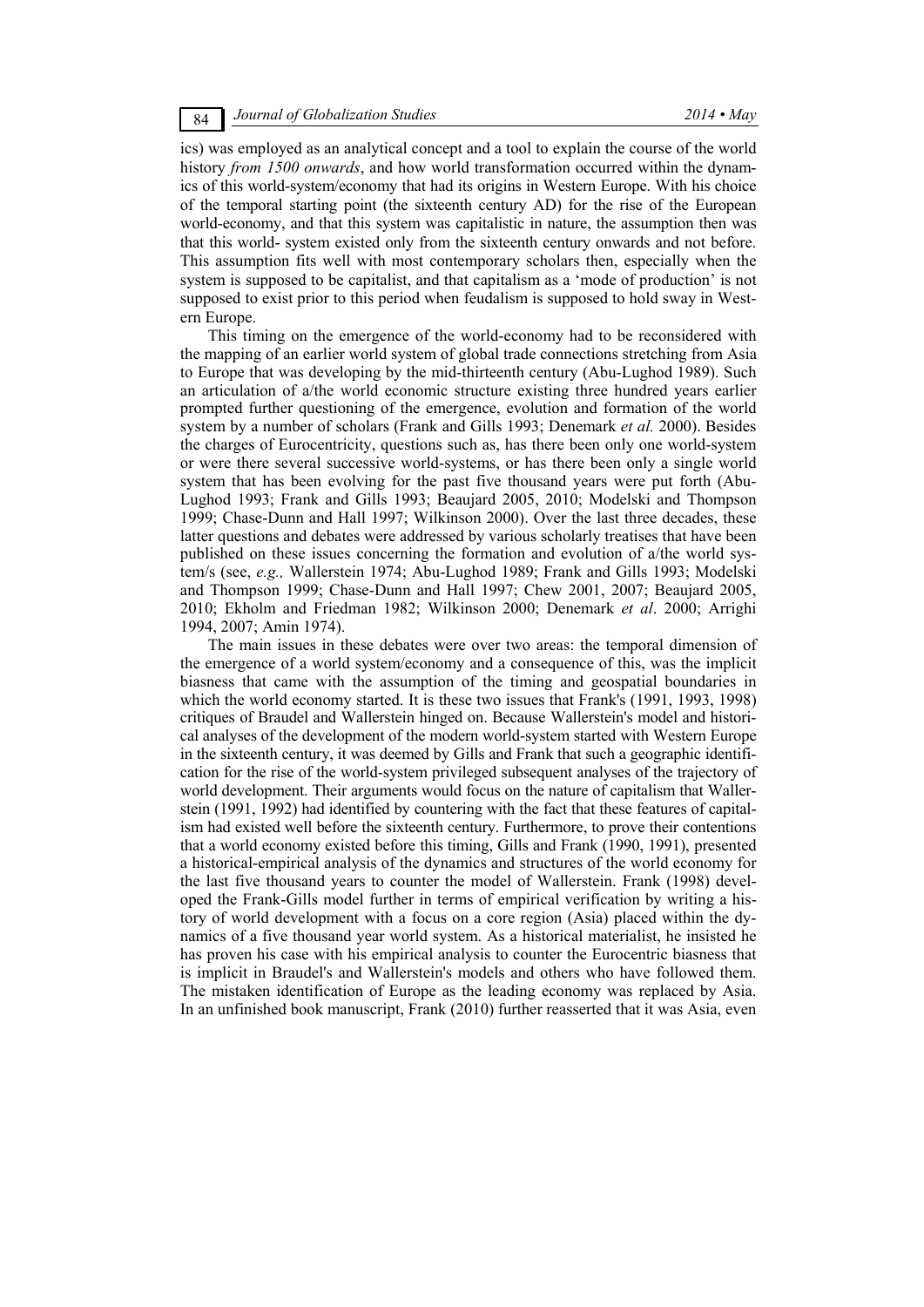ics) was employed as an analytical concept and a tool to explain the course of the world history *from 1500 onwards*, and how world transformation occurred within the dynamics of this world-system/economy that had its origins in Western Europe. With his choice of the temporal starting point (the sixteenth century AD) for the rise of the European world-economy, and that this system was capitalistic in nature, the assumption then was that this world- system existed only from the sixteenth century onwards and not before. This assumption fits well with most contemporary scholars then, especially when the system is supposed to be capitalist, and that capitalism as a 'mode of production' is not supposed to exist prior to this period when feudalism is supposed to hold sway in Western Europe.

This timing on the emergence of the world-economy had to be reconsidered with the mapping of an earlier world system of global trade connections stretching from Asia to Europe that was developing by the mid-thirteenth century (Abu-Lughod 1989). Such an articulation of a/the world economic structure existing three hundred years earlier prompted further questioning of the emergence, evolution and formation of the world system by a number of scholars (Frank and Gills 1993; Denemark *et al.* 2000). Besides the charges of Eurocentricity, questions such as, has there been only one world-system or were there several successive world-systems, or has there been only a single world system that has been evolving for the past five thousand years were put forth (Abu-Lughod 1993; Frank and Gills 1993; Beaujard 2005, 2010; Modelski and Thompson 1999; Chase-Dunn and Hall 1997; Wilkinson 2000). Over the last three decades, these latter questions and debates were addressed by various scholarly treatises that have been published on these issues concerning the formation and evolution of a/the world system/s (see, *e.g.,* Wallerstein 1974; Abu-Lughod 1989; Frank and Gills 1993; Modelski and Thompson 1999; Chase-Dunn and Hall 1997; Chew 2001, 2007; Beaujard 2005, 2010; Ekholm and Friedman 1982; Wilkinson 2000; Denemark *et al*. 2000; Arrighi 1994, 2007; Amin 1974).

The main issues in these debates were over two areas: the temporal dimension of the emergence of a world system/economy and a consequence of this, was the implicit biasness that came with the assumption of the timing and geospatial boundaries in which the world economy started. It is these two issues that Frank's (1991, 1993, 1998) critiques of Braudel and Wallerstein hinged on. Because Wallerstein's model and historical analyses of the development of the modern world-system started with Western Europe in the sixteenth century, it was deemed by Gills and Frank that such a geographic identification for the rise of the world-system privileged subsequent analyses of the trajectory of world development. Their arguments would focus on the nature of capitalism that Wallerstein (1991, 1992) had identified by countering with the fact that these features of capitalism had existed well before the sixteenth century. Furthermore, to prove their contentions that a world economy existed before this timing, Gills and Frank (1990, 1991), presented a historical-empirical analysis of the dynamics and structures of the world economy for the last five thousand years to counter the model of Wallerstein. Frank (1998) developed the Frank-Gills model further in terms of empirical verification by writing a history of world development with a focus on a core region (Asia) placed within the dynamics of a five thousand year world system. As a historical materialist, he insisted he has proven his case with his empirical analysis to counter the Eurocentric biasness that is implicit in Braudel's and Wallerstein's models and others who have followed them. The mistaken identification of Europe as the leading economy was replaced by Asia. In an unfinished book manuscript, Frank (2010) further reasserted that it was Asia, even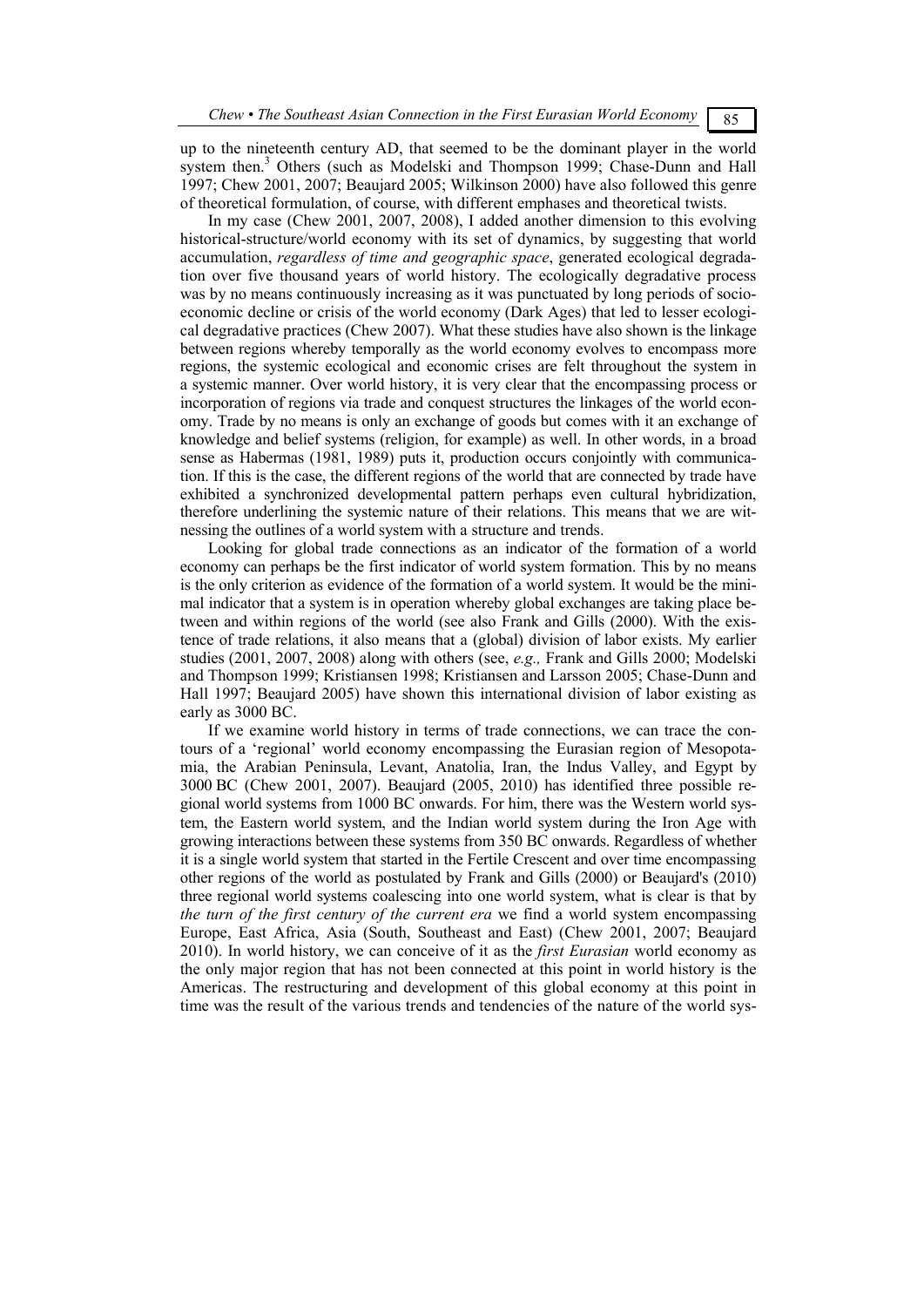up to the nineteenth century AD, that seemed to be the dominant player in the world system then.[3] Others (such as Modelski and Thompson 1999; Chase-Dunn and Hall 1997; Chew 2001, 2007; Beaujard 2005; Wilkinson 2000) have also followed this genre of theoretical formulation, of course, with different emphases and theoretical twists.

In my case (Chew 2001, 2007, 2008), I added another dimension to this evolving historical-structure/world economy with its set of dynamics, by suggesting that world accumulation, *regardless of time and geographic space*, generated ecological degradation over five thousand years of world history. The ecologically degradative process was by no means continuously increasing as it was punctuated by long periods of socio-economic decline or crisis of the world economy (Dark Ages) that led to lesser ecological degradative practices (Chew 2007). What these studies have also shown is the linkage between regions whereby temporally as the world economy evolves to encompass more regions, the systemic ecological and economic crises are felt throughout the system in a systemic manner. Over world history, it is very clear that the encompassing process or incorporation of regions via trade and conquest structures the linkages of the world economy. Trade by no means is only an exchange of goods but comes with it an exchange of knowledge and belief systems (religion, for example) as well. In other words, in a broad sense as Habermas (1981, 1989) puts it, production occurs conjointly with communication. If this is the case, the different regions of the world that are connected by trade have exhibited a synchronized developmental pattern perhaps even cultural hybridization, therefore underlining the systemic nature of their relations. This means that we are witnessing the outlines of a world system with a structure and trends.

Looking for global trade connections as an indicator of the formation of a world economy can perhaps be the first indicator of world system formation. This by no means is the only criterion as evidence of the formation of a world system. It would be the minimal indicator that a system is in operation whereby global exchanges are taking place between and within regions of the world (see also Frank and Gills (2000). With the existence of trade relations, it also means that a (global) division of labor exists. My earlier studies (2001, 2007, 2008) along with others (see, *e.g.,* Frank and Gills 2000; Modelski and Thompson 1999; Kristiansen 1998; Kristiansen and Larsson 2005; Chase-Dunn and Hall 1997; Beaujard 2005) have shown this international division of labor existing as early as 3000 BC.

If we examine world history in terms of trade connections, we can trace the contours of a 'regional' world economy encompassing the Eurasian region of Mesopotamia, the Arabian Peninsula, Levant, Anatolia, Iran, the Indus Valley, and Egypt by 3000 BC (Chew 2001, 2007). Beaujard (2005, 2010) has identified three possible regional world systems from 1000 BC onwards. For him, there was the Western world system, the Eastern world system, and the Indian world system during the Iron Age with growing interactions between these systems from 350 BC onwards. Regardless of whether it is a single world system that started in the Fertile Crescent and over time encompassing other regions of the world as postulated by Frank and Gills (2000) or Beaujard's (2010) three regional world systems coalescing into one world system, what is clear is that by *the turn of the first century of the current era* we find a world system encompassing Europe, East Africa, Asia (South, Southeast and East) (Chew 2001, 2007; Beaujard 2010). In world history, we can conceive of it as the *first Eurasian* world economy as the only major region that has not been connected at this point in world history is the Americas. The restructuring and development of this global economy at this point in time was the result of the various trends and tendencies of the nature of the world sys-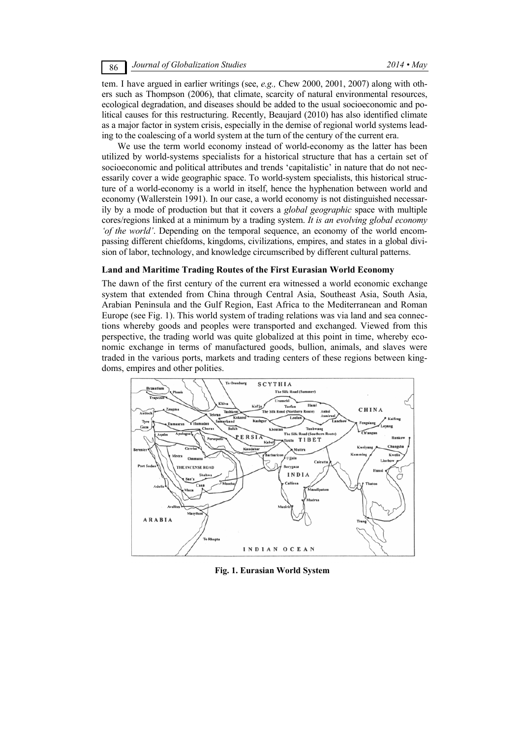tem. I have argued in earlier writings (see, *e.g.,* Chew 2000, 2001, 2007) along with others such as Thompson (2006), that climate, scarcity of natural environmental resources, ecological degradation, and diseases should be added to the usual socioeconomic and political causes for this restructuring. Recently, Beaujard (2010) has also identified climate as a major factor in system crisis, especially in the demise of regional world systems leading to the coalescing of a world system at the turn of the century of the current era.

We use the term world economy instead of world-economy as the latter has been utilized by world-systems specialists for a historical structure that has a certain set of socioeconomic and political attributes and trends 'capitalistic' in nature that do not necessarily cover a wide geographic space. To world-system specialists, this historical structure of a world-economy is a world in itself, hence the hyphenation between world and economy (Wallerstein 1991). In our case, a world economy is not distinguished necessarily by a mode of production but that it covers a *global geographic* space with multiple cores/regions linked at a minimum by a trading system. *It is an evolving global economy 'of the world'*. Depending on the temporal sequence, an economy of the world encompassing different chiefdoms, kingdoms, civilizations, empires, and states in a global division of labor, technology, and knowledge circumscribed by different cultural patterns.

### Land and Maritime Trading Routes of the First Eurasian World Economy

The dawn of the first century of the current era witnessed a world economic exchange system that extended from China through Central Asia, Southeast Asia, South Asia, Arabian Peninsula and the Gulf Region, East Africa to the Mediterranean and Roman Europe (see Fig. 1). This world system of trading relations was via land and sea connections whereby goods and peoples were transported and exchanged. Viewed from this perspective, the trading world was quite globalized at this point in time, whereby economic exchange in terms of manufactured goods, bullion, animals, and slaves were traded in the various ports, markets and trading centers of these regions between kingdoms, empires and other polities.

**Fig. 1. Eurasian World System**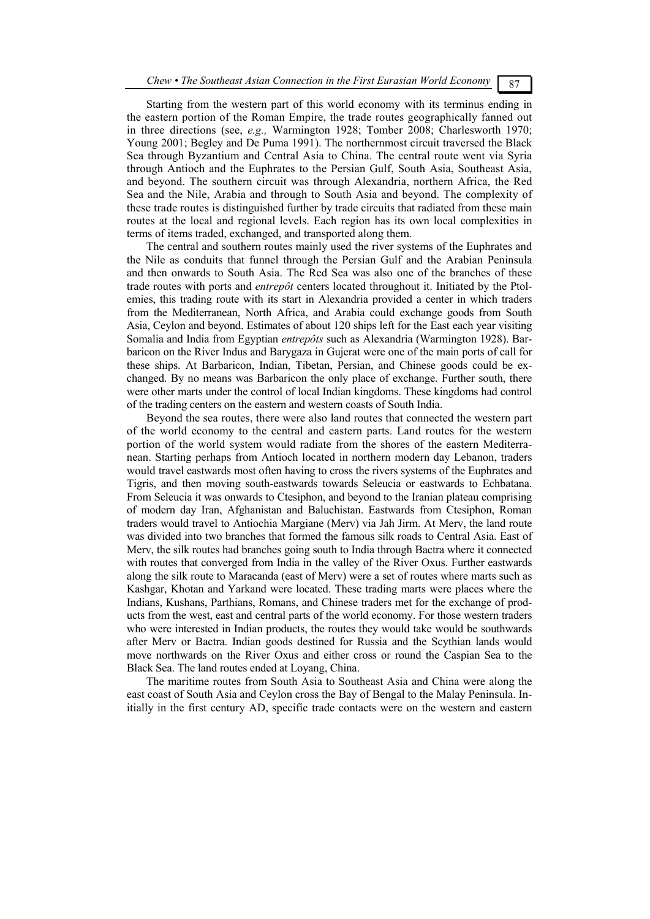Starting from the western part of this world economy with its terminus ending in the eastern portion of the Roman Empire, the trade routes geographically fanned out in three directions (see, *e.g.,* Warmington 1928; Tomber 2008; Charlesworth 1970; Young 2001; Begley and De Puma 1991). The northernmost circuit traversed the Black Sea through Byzantium and Central Asia to China. The central route went via Syria through Antioch and the Euphrates to the Persian Gulf, South Asia, Southeast Asia, and beyond. The southern circuit was through Alexandria, northern Africa, the Red Sea and the Nile, Arabia and through to South Asia and beyond. The complexity of these trade routes is distinguished further by trade circuits that radiated from these main routes at the local and regional levels. Each region has its own local complexities in terms of items traded, exchanged, and transported along them.

The central and southern routes mainly used the river systems of the Euphrates and the Nile as conduits that funnel through the Persian Gulf and the Arabian Peninsula and then onwards to South Asia. The Red Sea was also one of the branches of these trade routes with ports and *entrepôt* centers located throughout it. Initiated by the Ptolemies, this trading route with its start in Alexandria provided a center in which traders from the Mediterranean, North Africa, and Arabia could exchange goods from South Asia, Ceylon and beyond. Estimates of about 120 ships left for the East each year visiting Somalia and India from Egyptian *entrepôts* such as Alexandria (Warmington 1928). Barbaricon on the River Indus and Barygaza in Gujerat were one of the main ports of call for these ships. At Barbaricon, Indian, Tibetan, Persian, and Chinese goods could be exchanged. By no means was Barbaricon the only place of exchange. Further south, there were other marts under the control of local Indian kingdoms. These kingdoms had control of the trading centers on the eastern and western coasts of South India.

Beyond the sea routes, there were also land routes that connected the western part of the world economy to the central and eastern parts. Land routes for the western portion of the world system would radiate from the shores of the eastern Mediterranean. Starting perhaps from Antioch located in northern modern day Lebanon, traders would travel eastwards most often having to cross the rivers systems of the Euphrates and Tigris, and then moving south-eastwards towards Seleucia or eastwards to Echbatana. From Seleucia it was onwards to Ctesiphon, and beyond to the Iranian plateau comprising of modern day Iran, Afghanistan and Baluchistan. Eastwards from Ctesiphon, Roman traders would travel to Antiochia Margiane (Merv) via Jah Jirm. At Merv, the land route was divided into two branches that formed the famous silk roads to Central Asia. East of Merv, the silk routes had branches going south to India through Bactra where it connected with routes that converged from India in the valley of the River Oxus. Further eastwards along the silk route to Maracanda (east of Merv) were a set of routes where marts such as Kashgar, Khotan and Yarkand were located. These trading marts were places where the Indians, Kushans, Parthians, Romans, and Chinese traders met for the exchange of products from the west, east and central parts of the world economy. For those western traders who were interested in Indian products, the routes they would take would be southwards after Merv or Bactra. Indian goods destined for Russia and the Scythian lands would move northwards on the River Oxus and either cross or round the Caspian Sea to the Black Sea. The land routes ended at Loyang, China.

The maritime routes from South Asia to Southeast Asia and China were along the east coast of South Asia and Ceylon cross the Bay of Bengal to the Malay Peninsula. Initially in the first century AD, specific trade contacts were on the western and eastern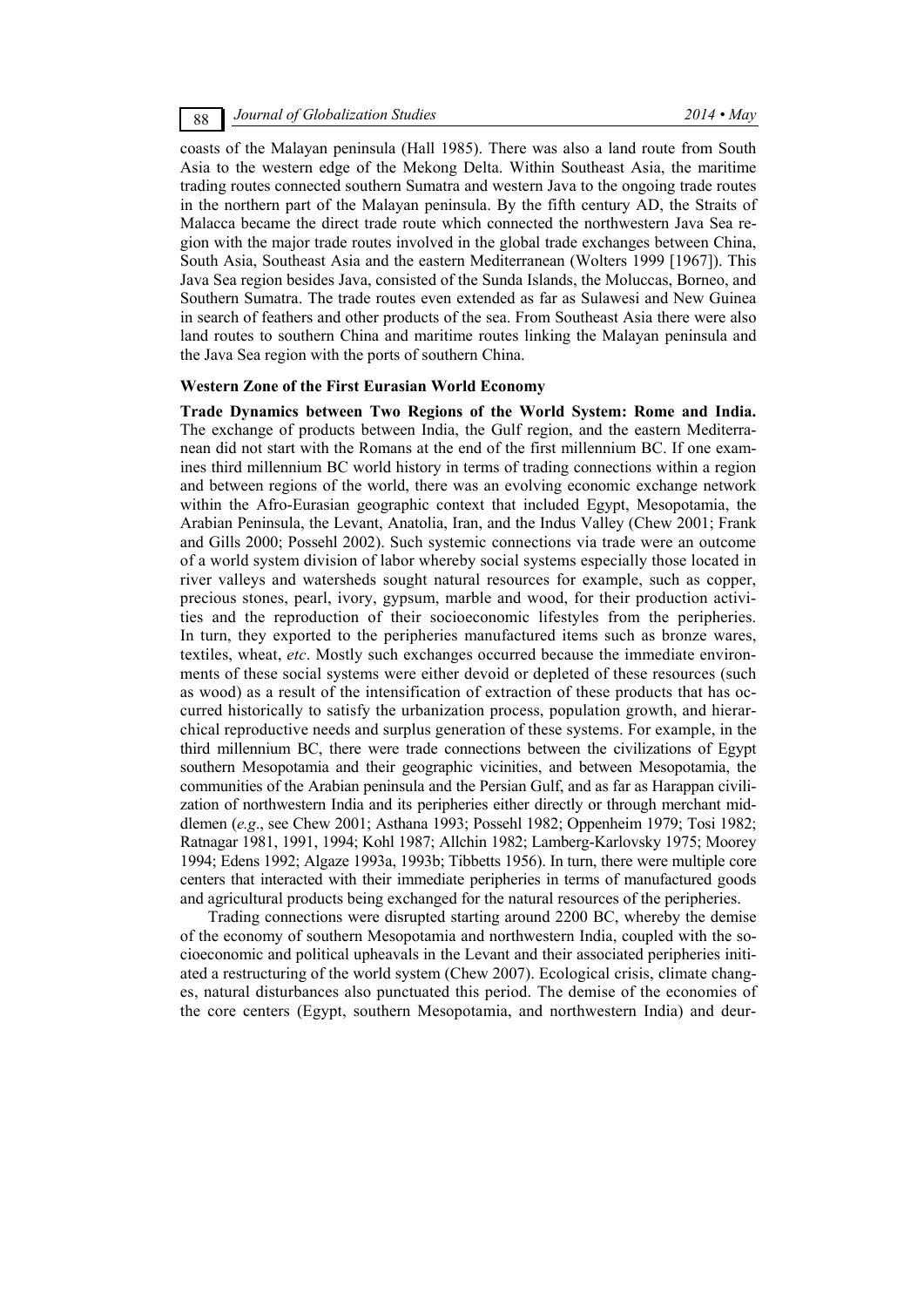coasts of the Malayan peninsula (Hall 1985). There was also a land route from South Asia to the western edge of the Mekong Delta. Within Southeast Asia, the maritime trading routes connected southern Sumatra and western Java to the ongoing trade routes in the northern part of the Malayan peninsula. By the fifth century AD, the Straits of Malacca became the direct trade route which connected the northwestern Java Sea region with the major trade routes involved in the global trade exchanges between China, South Asia, Southeast Asia and the eastern Mediterranean (Wolters 1999 [1967]). This Java Sea region besides Java, consisted of the Sunda Islands, the Moluccas, Borneo, and Southern Sumatra. The trade routes even extended as far as Sulawesi and New Guinea in search of feathers and other products of the sea. From Southeast Asia there were also land routes to southern China and maritime routes linking the Malayan peninsula and the Java Sea region with the ports of southern China.

### Western Zone of the First Eurasian World Economy

**Trade Dynamics between Two Regions of the World System: Rome and India.** The exchange of products between India, the Gulf region, and the eastern Mediterranean did not start with the Romans at the end of the first millennium BC. If one examines third millennium BC world history in terms of trading connections within a region and between regions of the world, there was an evolving economic exchange network within the Afro-Eurasian geographic context that included Egypt, Mesopotamia, the Arabian Peninsula, the Levant, Anatolia, Iran, and the Indus Valley (Chew 2001; Frank and Gills 2000; Possehl 2002). Such systemic connections via trade were an outcome of a world system division of labor whereby social systems especially those located in river valleys and watersheds sought natural resources for example, such as copper, precious stones, pearl, ivory, gypsum, marble and wood, for their production activities and the reproduction of their socioeconomic lifestyles from the peripheries. In turn, they exported to the peripheries manufactured items such as bronze wares, textiles, wheat, *etc*. Mostly such exchanges occurred because the immediate environments of these social systems were either devoid or depleted of these resources (such as wood) as a result of the intensification of extraction of these products that has occurred historically to satisfy the urbanization process, population growth, and hierarchical reproductive needs and surplus generation of these systems. For example, in the third millennium BC, there were trade connections between the civilizations of Egypt southern Mesopotamia and their geographic vicinities, and between Mesopotamia, the communities of the Arabian peninsula and the Persian Gulf, and as far as Harappan civilization of northwestern India and its peripheries either directly or through merchant middlemen (*e.g*., see Chew 2001; Asthana 1993; Possehl 1982; Oppenheim 1979; Tosi 1982; Ratnagar 1981, 1991, 1994; Kohl 1987; Allchin 1982; Lamberg-Karlovsky 1975; Moorey 1994; Edens 1992; Algaze 1993a, 1993b; Tibbetts 1956). In turn, there were multiple core centers that interacted with their immediate peripheries in terms of manufactured goods and agricultural products being exchanged for the natural resources of the peripheries.

Trading connections were disrupted starting around 2200 BC, whereby the demise of the economy of southern Mesopotamia and northwestern India, coupled with the socioeconomic and political upheavals in the Levant and their associated peripheries initiated a restructuring of the world system (Chew 2007). Ecological crisis, climate changes, natural disturbances also punctuated this period. The demise of the economies of the core centers (Egypt, southern Mesopotamia, and northwestern India) and deur-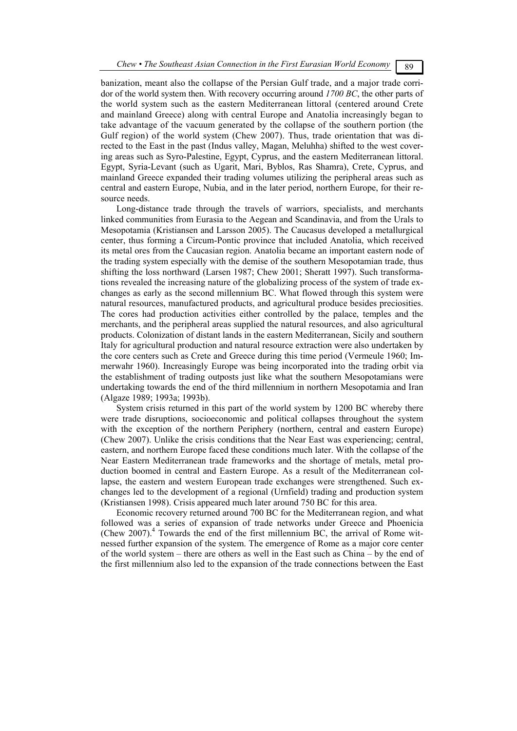banization, meant also the collapse of the Persian Gulf trade, and a major trade corridor of the world system then. With recovery occurring around *1700 BC*, the other parts of the world system such as the eastern Mediterranean littoral (centered around Crete and mainland Greece) along with central Europe and Anatolia increasingly began to take advantage of the vacuum generated by the collapse of the southern portion (the Gulf region) of the world system (Chew 2007). Thus, trade orientation that was directed to the East in the past (Indus valley, Magan, Meluhha) shifted to the west covering areas such as Syro-Palestine, Egypt, Cyprus, and the eastern Mediterranean littoral. Egypt, Syria-Levant (such as Ugarit, Mari, Byblos, Ras Shamra), Crete, Cyprus, and mainland Greece expanded their trading volumes utilizing the peripheral areas such as central and eastern Europe, Nubia, and in the later period, northern Europe, for their resource needs.

Long-distance trade through the travels of warriors, specialists, and merchants linked communities from Eurasia to the Aegean and Scandinavia, and from the Urals to Mesopotamia (Kristiansen and Larsson 2005). The Caucasus developed a metallurgical center, thus forming a Circum-Pontic province that included Anatolia, which received its metal ores from the Caucasian region. Anatolia became an important eastern node of the trading system especially with the demise of the southern Mesopotamian trade, thus shifting the loss northward (Larsen 1987; Chew 2001; Sheratt 1997). Such transformations revealed the increasing nature of the globalizing process of the system of trade exchanges as early as the second millennium BC. What flowed through this system were natural resources, manufactured products, and agricultural produce besides preciosities. The cores had production activities either controlled by the palace, temples and the merchants, and the peripheral areas supplied the natural resources, and also agricultural products. Colonization of distant lands in the eastern Mediterranean, Sicily and southern Italy for agricultural production and natural resource extraction were also undertaken by the core centers such as Crete and Greece during this time period (Vermeule 1960; Immerwahr 1960). Increasingly Europe was being incorporated into the trading orbit via the establishment of trading outposts just like what the southern Mesopotamians were undertaking towards the end of the third millennium in northern Mesopotamia and Iran (Algaze 1989; 1993a; 1993b).

System crisis returned in this part of the world system by 1200 BC whereby there were trade disruptions, socioeconomic and political collapses throughout the system with the exception of the northern Periphery (northern, central and eastern Europe) (Chew 2007). Unlike the crisis conditions that the Near East was experiencing; central, eastern, and northern Europe faced these conditions much later. With the collapse of the Near Eastern Mediterranean trade frameworks and the shortage of metals, metal production boomed in central and Eastern Europe. As a result of the Mediterranean collapse, the eastern and western European trade exchanges were strengthened. Such exchanges led to the development of a regional (Urnfield) trading and production system (Kristiansen 1998). Crisis appeared much later around 750 BC for this area.

Economic recovery returned around 700 BC for the Mediterranean region, and what followed was a series of expansion of trade networks under Greece and Phoenicia (Chew 2007).[4] Towards the end of the first millennium BC, the arrival of Rome witnessed further expansion of the system. The emergence of Rome as a major core center of the world system – there are others as well in the East such as China – by the end of the first millennium also led to the expansion of the trade connections between the East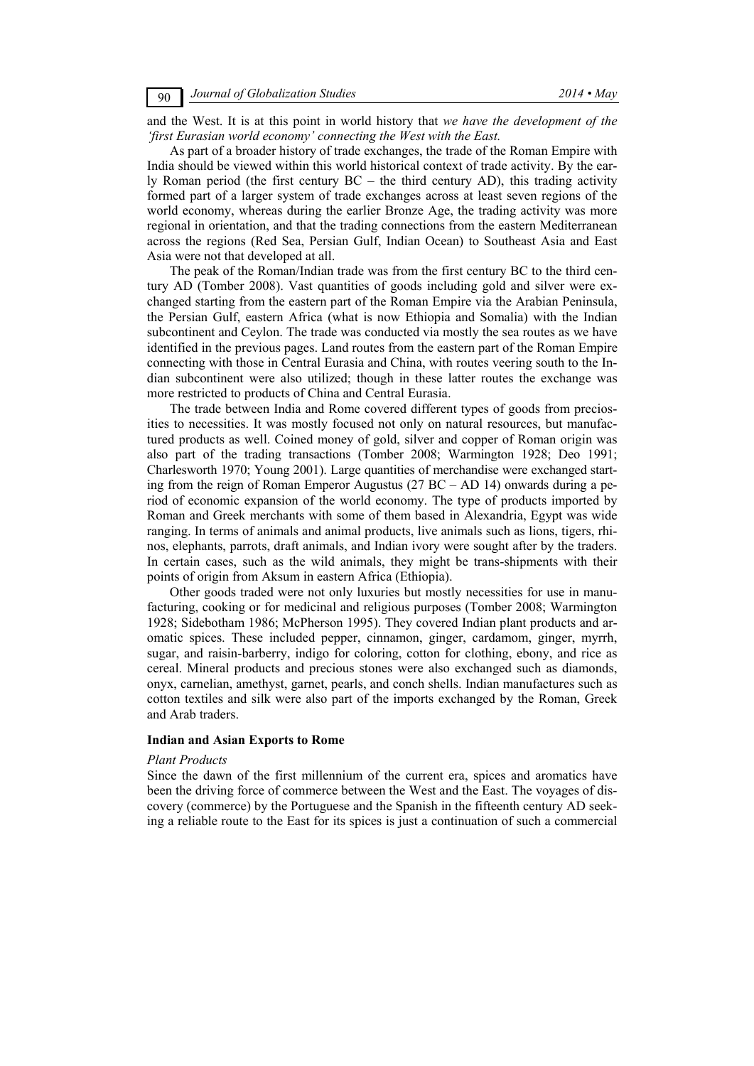and the West. It is at this point in world history that *we have the development of the 'first Eurasian world economy' connecting the West with the East.*

As part of a broader history of trade exchanges, the trade of the Roman Empire with India should be viewed within this world historical context of trade activity. By the early Roman period (the first century BC – the third century AD), this trading activity formed part of a larger system of trade exchanges across at least seven regions of the world economy, whereas during the earlier Bronze Age, the trading activity was more regional in orientation, and that the trading connections from the eastern Mediterranean across the regions (Red Sea, Persian Gulf, Indian Ocean) to Southeast Asia and East Asia were not that developed at all.

The peak of the Roman/Indian trade was from the first century BC to the third century AD (Tomber 2008). Vast quantities of goods including gold and silver were exchanged starting from the eastern part of the Roman Empire via the Arabian Peninsula, the Persian Gulf, eastern Africa (what is now Ethiopia and Somalia) with the Indian subcontinent and Ceylon. The trade was conducted via mostly the sea routes as we have identified in the previous pages. Land routes from the eastern part of the Roman Empire connecting with those in Central Eurasia and China, with routes veering south to the Indian subcontinent were also utilized; though in these latter routes the exchange was more restricted to products of China and Central Eurasia.

The trade between India and Rome covered different types of goods from preciosities to necessities. It was mostly focused not only on natural resources, but manufactured products as well. Coined money of gold, silver and copper of Roman origin was also part of the trading transactions (Tomber 2008; Warmington 1928; Deo 1991; Charlesworth 1970; Young 2001). Large quantities of merchandise were exchanged starting from the reign of Roman Emperor Augustus (27 BC – AD 14) onwards during a period of economic expansion of the world economy. The type of products imported by Roman and Greek merchants with some of them based in Alexandria, Egypt was wide ranging. In terms of animals and animal products, live animals such as lions, tigers, rhinos, elephants, parrots, draft animals, and Indian ivory were sought after by the traders. In certain cases, such as the wild animals, they might be trans-shipments with their points of origin from Aksum in eastern Africa (Ethiopia).

Other goods traded were not only luxuries but mostly necessities for use in manufacturing, cooking or for medicinal and religious purposes (Tomber 2008; Warmington 1928; Sidebotham 1986; McPherson 1995). They covered Indian plant products and aromatic spices. These included pepper, cinnamon, ginger, cardamom, ginger, myrrh, sugar, and raisin-barberry, indigo for coloring, cotton for clothing, ebony, and rice as cereal. Mineral products and precious stones were also exchanged such as diamonds, onyx, carnelian, amethyst, garnet, pearls, and conch shells. Indian manufactures such as cotton textiles and silk were also part of the imports exchanged by the Roman, Greek and Arab traders.

### Indian and Asian Exports to Rome

#### *Plant Products*

Since the dawn of the first millennium of the current era, spices and aromatics have been the driving force of commerce between the West and the East. The voyages of discovery (commerce) by the Portuguese and the Spanish in the fifteenth century AD seeking a reliable route to the East for its spices is just a continuation of such a commercial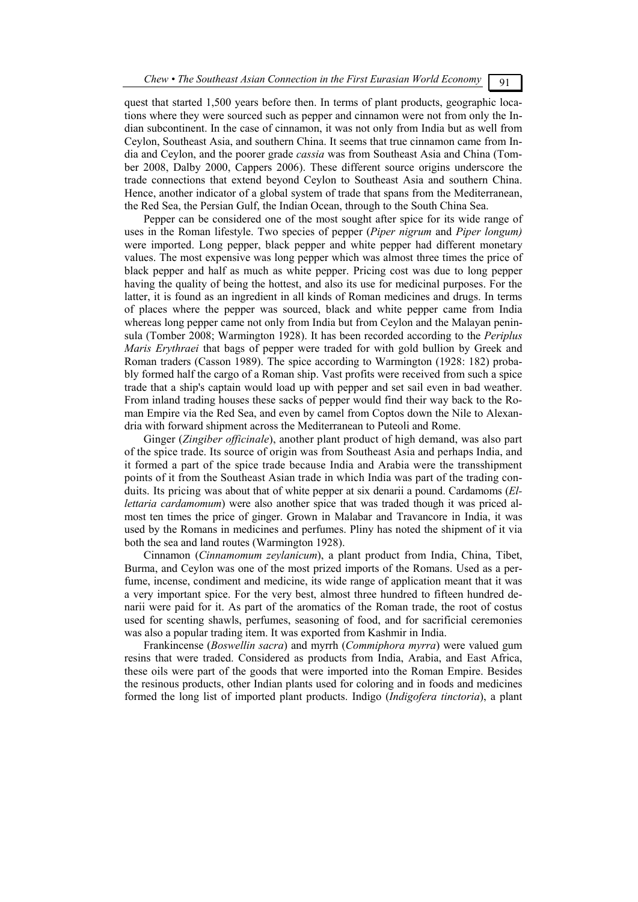quest that started 1,500 years before then. In terms of plant products, geographic locations where they were sourced such as pepper and cinnamon were not from only the Indian subcontinent. In the case of cinnamon, it was not only from India but as well from Ceylon, Southeast Asia, and southern China. It seems that true cinnamon came from India and Ceylon, and the poorer grade *cassia* was from Southeast Asia and China (Tomber 2008, Dalby 2000, Cappers 2006). These different source origins underscore the trade connections that extend beyond Ceylon to Southeast Asia and southern China. Hence, another indicator of a global system of trade that spans from the Mediterranean, the Red Sea, the Persian Gulf, the Indian Ocean, through to the South China Sea.

Pepper can be considered one of the most sought after spice for its wide range of uses in the Roman lifestyle. Two species of pepper (*Piper nigrum* and *Piper longum)* were imported. Long pepper, black pepper and white pepper had different monetary values. The most expensive was long pepper which was almost three times the price of black pepper and half as much as white pepper. Pricing cost was due to long pepper having the quality of being the hottest, and also its use for medicinal purposes. For the latter, it is found as an ingredient in all kinds of Roman medicines and drugs. In terms of places where the pepper was sourced, black and white pepper came from India whereas long pepper came not only from India but from Ceylon and the Malayan peninsula (Tomber 2008; Warmington 1928). It has been recorded according to the *Periplus Maris Erythraei* that bags of pepper were traded for with gold bullion by Greek and Roman traders (Casson 1989). The spice according to Warmington (1928: 182) probably formed half the cargo of a Roman ship. Vast profits were received from such a spice trade that a ship's captain would load up with pepper and set sail even in bad weather. From inland trading houses these sacks of pepper would find their way back to the Roman Empire via the Red Sea, and even by camel from Coptos down the Nile to Alexandria with forward shipment across the Mediterranean to Puteoli and Rome.

Ginger (*Zingiber officinale*), another plant product of high demand, was also part of the spice trade. Its source of origin was from Southeast Asia and perhaps India, and it formed a part of the spice trade because India and Arabia were the transshipment points of it from the Southeast Asian trade in which India was part of the trading conduits. Its pricing was about that of white pepper at six denarii a pound. Cardamoms (*Ellettaria cardamomum*) were also another spice that was traded though it was priced almost ten times the price of ginger. Grown in Malabar and Travancore in India, it was used by the Romans in medicines and perfumes. Pliny has noted the shipment of it via both the sea and land routes (Warmington 1928).

Cinnamon (*Cinnamomum zeylanicum*), a plant product from India, China, Tibet, Burma, and Ceylon was one of the most prized imports of the Romans. Used as a perfume, incense, condiment and medicine, its wide range of application meant that it was a very important spice. For the very best, almost three hundred to fifteen hundred denarii were paid for it. As part of the aromatics of the Roman trade, the root of costus used for scenting shawls, perfumes, seasoning of food, and for sacrificial ceremonies was also a popular trading item. It was exported from Kashmir in India.

Frankincense (*Boswellin sacra*) and myrrh (*Commiphora myrra*) were valued gum resins that were traded. Considered as products from India, Arabia, and East Africa, these oils were part of the goods that were imported into the Roman Empire. Besides the resinous products, other Indian plants used for coloring and in foods and medicines formed the long list of imported plant products. Indigo (*Indigofera tinctoria*), a plant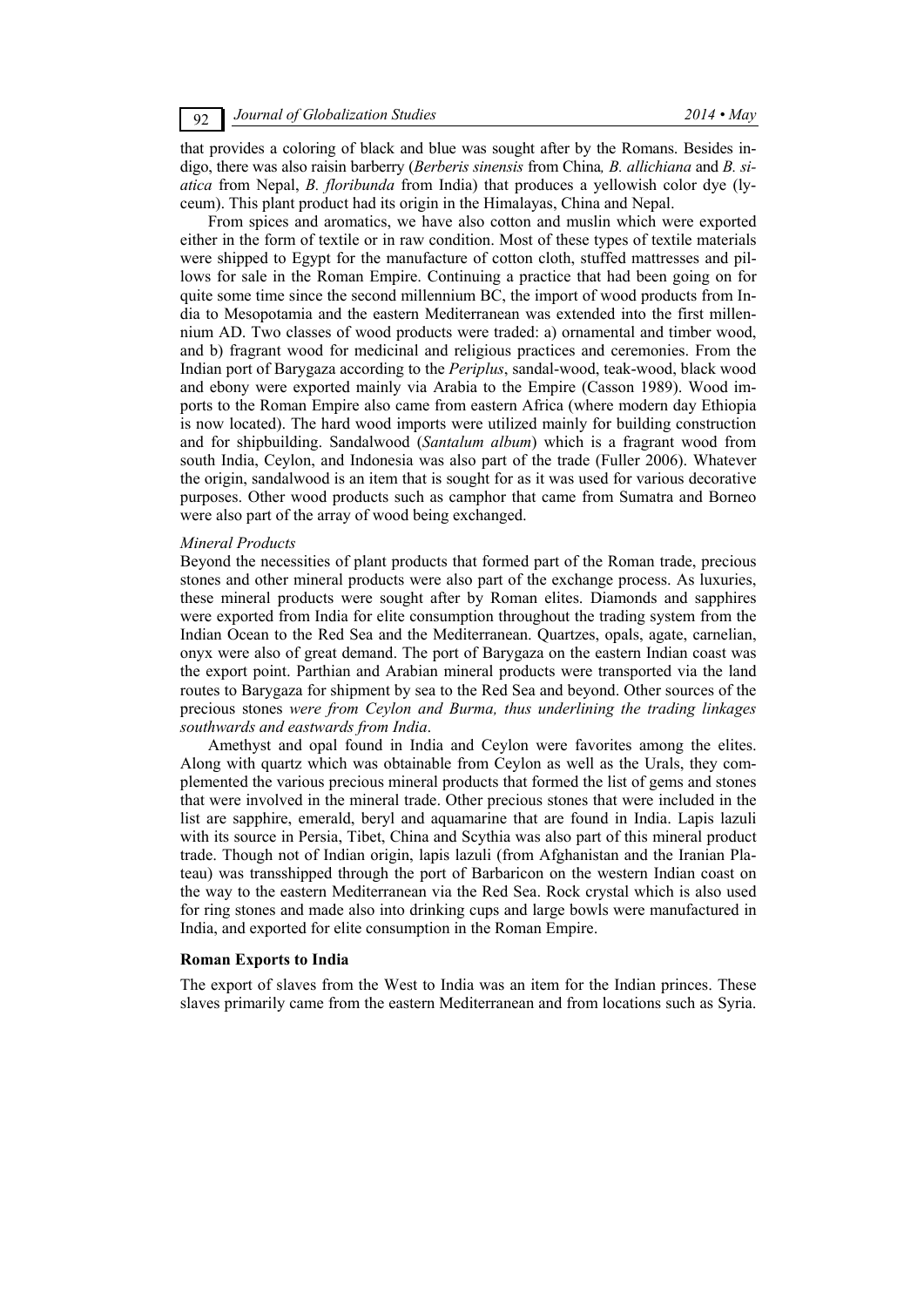that provides a coloring of black and blue was sought after by the Romans. Besides indigo, there was also raisin barberry (*Berberis sinensis* from China*, B. allichiana* and *B. siatica* from Nepal, *B. floribunda* from India) that produces a yellowish color dye (lyceum). This plant product had its origin in the Himalayas, China and Nepal.

From spices and aromatics, we have also cotton and muslin which were exported either in the form of textile or in raw condition. Most of these types of textile materials were shipped to Egypt for the manufacture of cotton cloth, stuffed mattresses and pillows for sale in the Roman Empire. Continuing a practice that had been going on for quite some time since the second millennium BC, the import of wood products from India to Mesopotamia and the eastern Mediterranean was extended into the first millennium AD. Two classes of wood products were traded: a) ornamental and timber wood, and b) fragrant wood for medicinal and religious practices and ceremonies. From the Indian port of Barygaza according to the *Periplus*, sandal-wood, teak-wood, black wood and ebony were exported mainly via Arabia to the Empire (Casson 1989). Wood imports to the Roman Empire also came from eastern Africa (where modern day Ethiopia is now located). The hard wood imports were utilized mainly for building construction and for shipbuilding. Sandalwood (*Santalum album*) which is a fragrant wood from south India, Ceylon, and Indonesia was also part of the trade (Fuller 2006). Whatever the origin, sandalwood is an item that is sought for as it was used for various decorative purposes. Other wood products such as camphor that came from Sumatra and Borneo were also part of the array of wood being exchanged.

*Mineral Products*

Beyond the necessities of plant products that formed part of the Roman trade, precious stones and other mineral products were also part of the exchange process. As luxuries, these mineral products were sought after by Roman elites. Diamonds and sapphires were exported from India for elite consumption throughout the trading system from the Indian Ocean to the Red Sea and the Mediterranean. Quartzes, opals, agate, carnelian, onyx were also of great demand. The port of Barygaza on the eastern Indian coast was the export point. Parthian and Arabian mineral products were transported via the land routes to Barygaza for shipment by sea to the Red Sea and beyond. Other sources of the precious stones *were from Ceylon and Burma, thus underlining the trading linkages southwards and eastwards from India*.

Amethyst and opal found in India and Ceylon were favorites among the elites. Along with quartz which was obtainable from Ceylon as well as the Urals, they complemented the various precious mineral products that formed the list of gems and stones that were involved in the mineral trade. Other precious stones that were included in the list are sapphire, emerald, beryl and aquamarine that are found in India. Lapis lazuli with its source in Persia, Tibet, China and Scythia was also part of this mineral product trade. Though not of Indian origin, lapis lazuli (from Afghanistan and the Iranian Plateau) was transshipped through the port of Barbaricon on the western Indian coast on the way to the eastern Mediterranean via the Red Sea. Rock crystal which is also used for ring stones and made also into drinking cups and large bowls were manufactured in India, and exported for elite consumption in the Roman Empire.

**Roman Exports to India**

The export of slaves from the West to India was an item for the Indian princes. These slaves primarily came from the eastern Mediterranean and from locations such as Syria.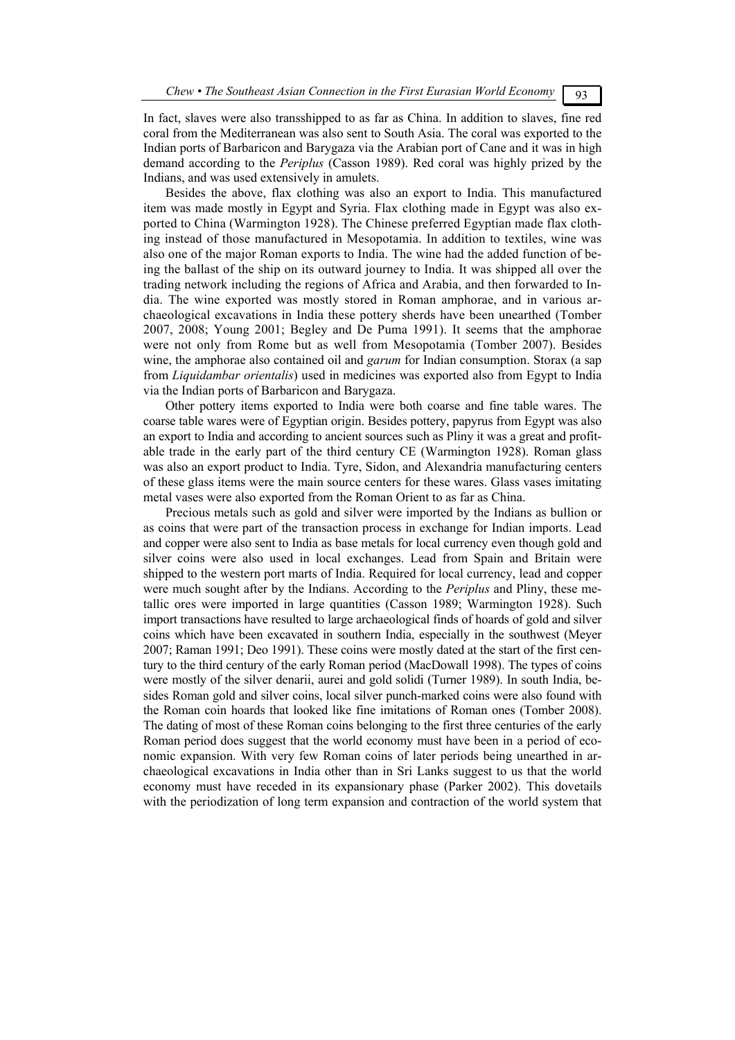In fact, slaves were also transshipped to as far as China. In addition to slaves, fine red coral from the Mediterranean was also sent to South Asia. The coral was exported to the Indian ports of Barbaricon and Barygaza via the Arabian port of Cane and it was in high demand according to the *Periplus* (Casson 1989). Red coral was highly prized by the Indians, and was used extensively in amulets.

Besides the above, flax clothing was also an export to India. This manufactured item was made mostly in Egypt and Syria. Flax clothing made in Egypt was also exported to China (Warmington 1928). The Chinese preferred Egyptian made flax clothing instead of those manufactured in Mesopotamia. In addition to textiles, wine was also one of the major Roman exports to India. The wine had the added function of being the ballast of the ship on its outward journey to India. It was shipped all over the trading network including the regions of Africa and Arabia, and then forwarded to India. The wine exported was mostly stored in Roman amphorae, and in various archaeological excavations in India these pottery sherds have been unearthed (Tomber 2007, 2008; Young 2001; Begley and De Puma 1991). It seems that the amphorae were not only from Rome but as well from Mesopotamia (Tomber 2007). Besides wine, the amphorae also contained oil and *garum* for Indian consumption. Storax (a sap from *Liquidambar orientalis*) used in medicines was exported also from Egypt to India via the Indian ports of Barbaricon and Barygaza.

Other pottery items exported to India were both coarse and fine table wares. The coarse table wares were of Egyptian origin. Besides pottery, papyrus from Egypt was also an export to India and according to ancient sources such as Pliny it was a great and profitable trade in the early part of the third century CE (Warmington 1928). Roman glass was also an export product to India. Tyre, Sidon, and Alexandria manufacturing centers of these glass items were the main source centers for these wares. Glass vases imitating metal vases were also exported from the Roman Orient to as far as China.

Precious metals such as gold and silver were imported by the Indians as bullion or as coins that were part of the transaction process in exchange for Indian imports. Lead and copper were also sent to India as base metals for local currency even though gold and silver coins were also used in local exchanges. Lead from Spain and Britain were shipped to the western port marts of India. Required for local currency, lead and copper were much sought after by the Indians. According to the *Periplus* and Pliny, these metallic ores were imported in large quantities (Casson 1989; Warmington 1928). Such import transactions have resulted to large archaeological finds of hoards of gold and silver coins which have been excavated in southern India, especially in the southwest (Meyer 2007; Raman 1991; Deo 1991). These coins were mostly dated at the start of the first century to the third century of the early Roman period (MacDowall 1998). The types of coins were mostly of the silver denarii, aurei and gold solidi (Turner 1989). In south India, besides Roman gold and silver coins, local silver punch-marked coins were also found with the Roman coin hoards that looked like fine imitations of Roman ones (Tomber 2008). The dating of most of these Roman coins belonging to the first three centuries of the early Roman period does suggest that the world economy must have been in a period of economic expansion. With very few Roman coins of later periods being unearthed in archaeological excavations in India other than in Sri Lanks suggest to us that the world economy must have receded in its expansionary phase (Parker 2002). This dovetails with the periodization of long term expansion and contraction of the world system that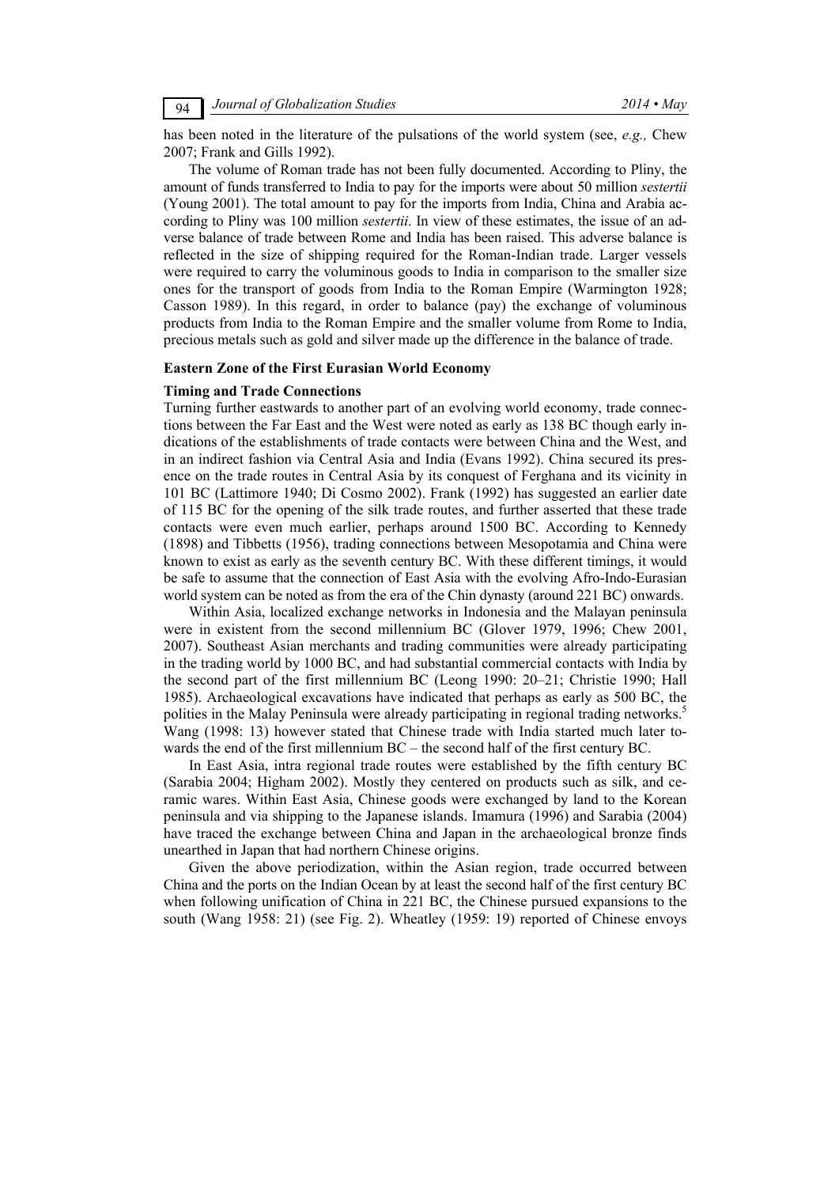has been noted in the literature of the pulsations of the world system (see, *e.g.,* Chew 2007; Frank and Gills 1992).

The volume of Roman trade has not been fully documented. According to Pliny, the amount of funds transferred to India to pay for the imports were about 50 million *sestertii* (Young 2001). The total amount to pay for the imports from India, China and Arabia according to Pliny was 100 million *sestertii*. In view of these estimates, the issue of an adverse balance of trade between Rome and India has been raised. This adverse balance is reflected in the size of shipping required for the Roman-Indian trade. Larger vessels were required to carry the voluminous goods to India in comparison to the smaller size ones for the transport of goods from India to the Roman Empire (Warmington 1928; Casson 1989). In this regard, in order to balance (pay) the exchange of voluminous products from India to the Roman Empire and the smaller volume from Rome to India, precious metals such as gold and silver made up the difference in the balance of trade.

## Eastern Zone of the First Eurasian World Economy

### Timing and Trade Connections

Turning further eastwards to another part of an evolving world economy, trade connections between the Far East and the West were noted as early as 138 BC though early indications of the establishments of trade contacts were between China and the West, and in an indirect fashion via Central Asia and India (Evans 1992). China secured its presence on the trade routes in Central Asia by its conquest of Ferghana and its vicinity in 101 BC (Lattimore 1940; Di Cosmo 2002). Frank (1992) has suggested an earlier date of 115 BC for the opening of the silk trade routes, and further asserted that these trade contacts were even much earlier, perhaps around 1500 BC. According to Kennedy (1898) and Tibbetts (1956), trading connections between Mesopotamia and China were known to exist as early as the seventh century BC. With these different timings, it would be safe to assume that the connection of East Asia with the evolving Afro-Indo-Eurasian world system can be noted as from the era of the Chin dynasty (around 221 BC) onwards.

Within Asia, localized exchange networks in Indonesia and the Malayan peninsula were in existent from the second millennium BC (Glover 1979, 1996; Chew 2001, 2007). Southeast Asian merchants and trading communities were already participating in the trading world by 1000 BC, and had substantial commercial contacts with India by the second part of the first millennium BC (Leong 1990: 20–21; Christie 1990; Hall 1985). Archaeological excavations have indicated that perhaps as early as 500 BC, the polities in the Malay Peninsula were already participating in regional trading networks.[5] Wang (1998: 13) however stated that Chinese trade with India started much later towards the end of the first millennium BC – the second half of the first century BC.

In East Asia, intra regional trade routes were established by the fifth century BC (Sarabia 2004; Higham 2002). Mostly they centered on products such as silk, and ceramic wares. Within East Asia, Chinese goods were exchanged by land to the Korean peninsula and via shipping to the Japanese islands. Imamura (1996) and Sarabia (2004) have traced the exchange between China and Japan in the archaeological bronze finds unearthed in Japan that had northern Chinese origins.

Given the above periodization, within the Asian region, trade occurred between China and the ports on the Indian Ocean by at least the second half of the first century BC when following unification of China in 221 BC, the Chinese pursued expansions to the south (Wang 1958: 21) (see Fig. 2). Wheatley (1959: 19) reported of Chinese envoys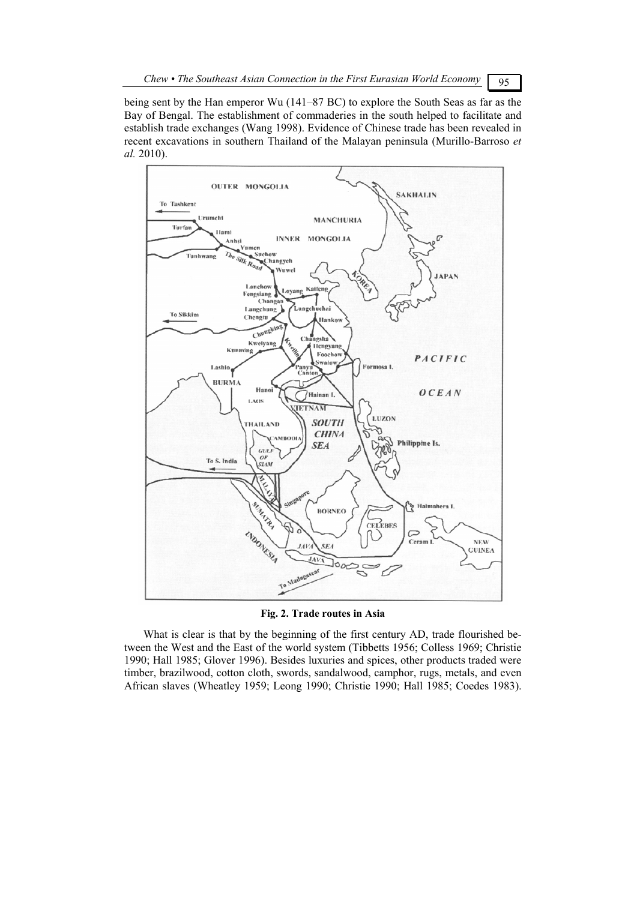being sent by the Han emperor Wu (141–87 BC) to explore the South Seas as far as the Bay of Bengal. The establishment of commaderies in the south helped to facilitate and establish trade exchanges (Wang 1998). Evidence of Chinese trade has been revealed in recent excavations in southern Thailand of the Malayan peninsula (Murillo-Barroso *et al.* 2010).

**Fig. 2. Trade routes in Asia**

What is clear is that by the beginning of the first century AD, trade flourished between the West and the East of the world system (Tibbetts 1956; Colless 1969; Christie 1990; Hall 1985; Glover 1996). Besides luxuries and spices, other products traded were timber, brazilwood, cotton cloth, swords, sandalwood, camphor, rugs, metals, and even African slaves (Wheatley 1959; Leong 1990; Christie 1990; Hall 1985; Coedes 1983).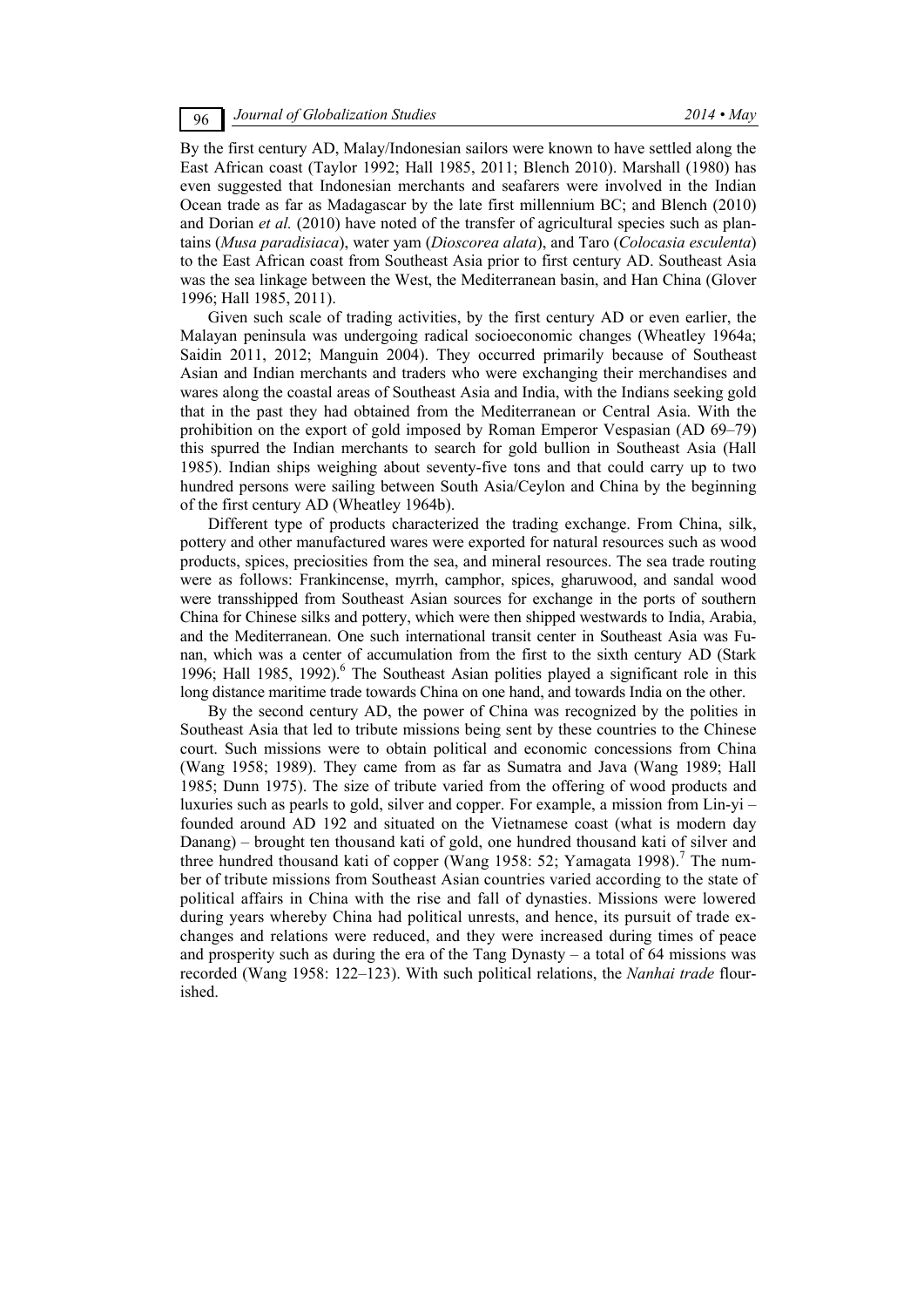By the first century AD, Malay/Indonesian sailors were known to have settled along the East African coast (Taylor 1992; Hall 1985, 2011; Blench 2010). Marshall (1980) has even suggested that Indonesian merchants and seafarers were involved in the Indian Ocean trade as far as Madagascar by the late first millennium BC; and Blench (2010) and Dorian *et al.* (2010) have noted of the transfer of agricultural species such as plantains (*Musa paradisiaca*), water yam (*Dioscorea alata*), and Taro (*Colocasia esculenta*) to the East African coast from Southeast Asia prior to first century AD. Southeast Asia was the sea linkage between the West, the Mediterranean basin, and Han China (Glover 1996; Hall 1985, 2011).

Given such scale of trading activities, by the first century AD or even earlier, the Malayan peninsula was undergoing radical socioeconomic changes (Wheatley 1964a; Saidin 2011, 2012; Manguin 2004). They occurred primarily because of Southeast Asian and Indian merchants and traders who were exchanging their merchandises and wares along the coastal areas of Southeast Asia and India, with the Indians seeking gold that in the past they had obtained from the Mediterranean or Central Asia. With the prohibition on the export of gold imposed by Roman Emperor Vespasian (AD 69–79) this spurred the Indian merchants to search for gold bullion in Southeast Asia (Hall 1985). Indian ships weighing about seventy-five tons and that could carry up to two hundred persons were sailing between South Asia/Ceylon and China by the beginning of the first century AD (Wheatley 1964b).

Different type of products characterized the trading exchange. From China, silk, pottery and other manufactured wares were exported for natural resources such as wood products, spices, preciosities from the sea, and mineral resources. The sea trade routing were as follows: Frankincense, myrrh, camphor, spices, gharuwood, and sandal wood were transshipped from Southeast Asian sources for exchange in the ports of southern China for Chinese silks and pottery, which were then shipped westwards to India, Arabia, and the Mediterranean. One such international transit center in Southeast Asia was Funan, which was a center of accumulation from the first to the sixth century AD (Stark 1996; Hall 1985, 1992).[6] The Southeast Asian polities played a significant role in this long distance maritime trade towards China on one hand, and towards India on the other.

By the second century AD, the power of China was recognized by the polities in Southeast Asia that led to tribute missions being sent by these countries to the Chinese court. Such missions were to obtain political and economic concessions from China (Wang 1958; 1989). They came from as far as Sumatra and Java (Wang 1989; Hall 1985; Dunn 1975). The size of tribute varied from the offering of wood products and luxuries such as pearls to gold, silver and copper. For example, a mission from Lin-yi – founded around AD 192 and situated on the Vietnamese coast (what is modern day Danang) – brought ten thousand kati of gold, one hundred thousand kati of silver and three hundred thousand kati of copper (Wang 1958: 52; Yamagata 1998).[7] The number of tribute missions from Southeast Asian countries varied according to the state of political affairs in China with the rise and fall of dynasties. Missions were lowered during years whereby China had political unrests, and hence, its pursuit of trade exchanges and relations were reduced, and they were increased during times of peace and prosperity such as during the era of the Tang Dynasty – a total of 64 missions was recorded (Wang 1958: 122–123). With such political relations, the *Nanhai trade* flourished.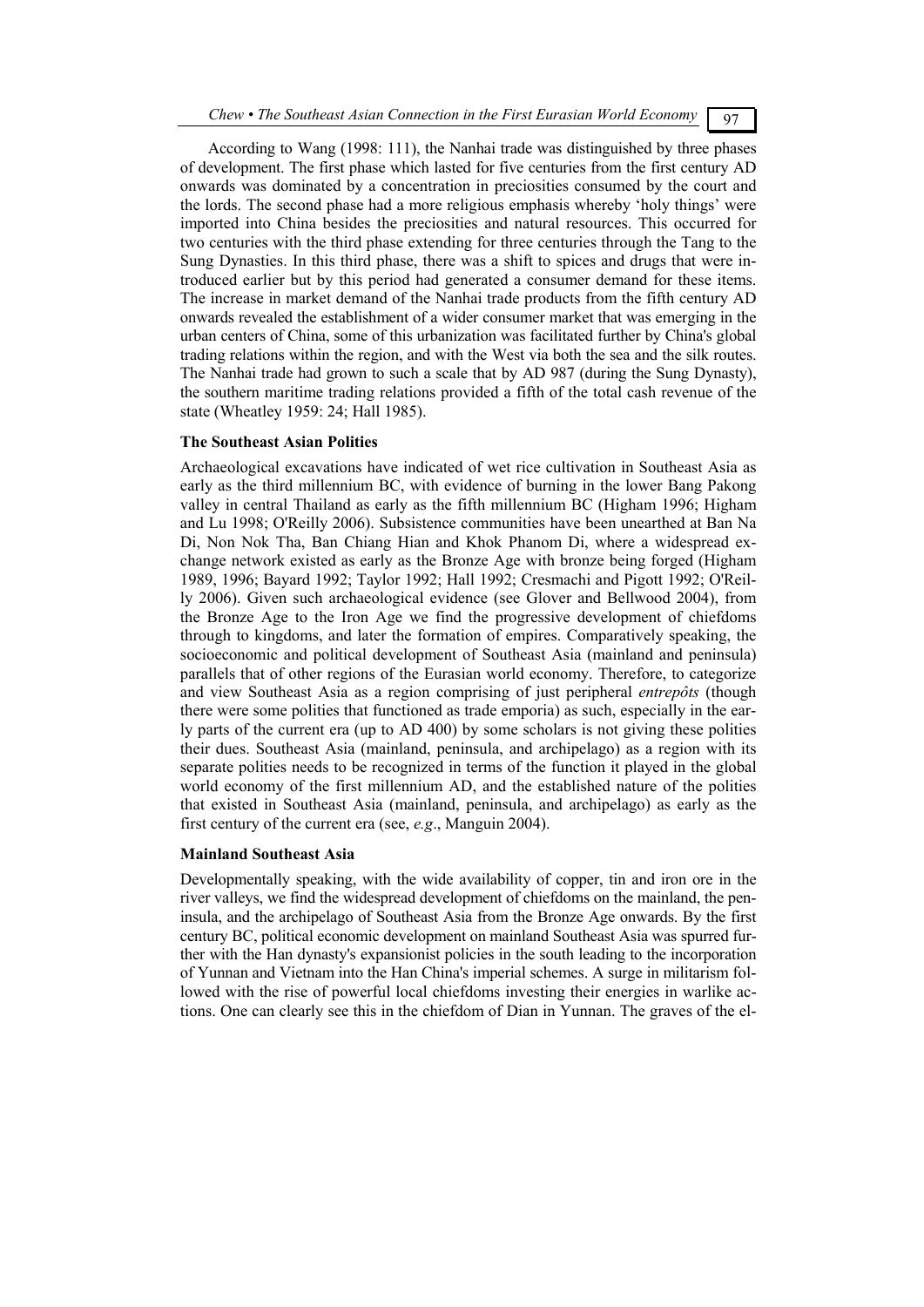According to Wang (1998: 111), the Nanhai trade was distinguished by three phases of development. The first phase which lasted for five centuries from the first century AD onwards was dominated by a concentration in preciosities consumed by the court and the lords. The second phase had a more religious emphasis whereby 'holy things' were imported into China besides the preciosities and natural resources. This occurred for two centuries with the third phase extending for three centuries through the Tang to the Sung Dynasties. In this third phase, there was a shift to spices and drugs that were introduced earlier but by this period had generated a consumer demand for these items. The increase in market demand of the Nanhai trade products from the fifth century AD onwards revealed the establishment of a wider consumer market that was emerging in the urban centers of China, some of this urbanization was facilitated further by China's global trading relations within the region, and with the West via both the sea and the silk routes. The Nanhai trade had grown to such a scale that by AD 987 (during the Sung Dynasty), the southern maritime trading relations provided a fifth of the total cash revenue of the state (Wheatley 1959: 24; Hall 1985).

**The Southeast Asian Polities**

Archaeological excavations have indicated of wet rice cultivation in Southeast Asia as early as the third millennium BC, with evidence of burning in the lower Bang Pakong valley in central Thailand as early as the fifth millennium BC (Higham 1996; Higham and Lu 1998; O'Reilly 2006). Subsistence communities have been unearthed at Ban Na Di, Non Nok Tha, Ban Chiang Hian and Khok Phanom Di, where a widespread exchange network existed as early as the Bronze Age with bronze being forged (Higham 1989, 1996; Bayard 1992; Taylor 1992; Hall 1992; Cresmachi and Pigott 1992; O'Reilly 2006). Given such archaeological evidence (see Glover and Bellwood 2004), from the Bronze Age to the Iron Age we find the progressive development of chiefdoms through to kingdoms, and later the formation of empires. Comparatively speaking, the socioeconomic and political development of Southeast Asia (mainland and peninsula) parallels that of other regions of the Eurasian world economy. Therefore, to categorize and view Southeast Asia as a region comprising of just peripheral *entrepôts* (though there were some polities that functioned as trade emporia) as such, especially in the early parts of the current era (up to AD 400) by some scholars is not giving these polities their dues. Southeast Asia (mainland, peninsula, and archipelago) as a region with its separate polities needs to be recognized in terms of the function it played in the global world economy of the first millennium AD, and the established nature of the polities that existed in Southeast Asia (mainland, peninsula, and archipelago) as early as the first century of the current era (see, *e.g*., Manguin 2004).

**Mainland Southeast Asia**

Developmentally speaking, with the wide availability of copper, tin and iron ore in the river valleys, we find the widespread development of chiefdoms on the mainland, the peninsula, and the archipelago of Southeast Asia from the Bronze Age onwards. By the first century BC, political economic development on mainland Southeast Asia was spurred further with the Han dynasty's expansionist policies in the south leading to the incorporation of Yunnan and Vietnam into the Han China's imperial schemes. A surge in militarism followed with the rise of powerful local chiefdoms investing their energies in warlike actions. One can clearly see this in the chiefdom of Dian in Yunnan. The graves of the el-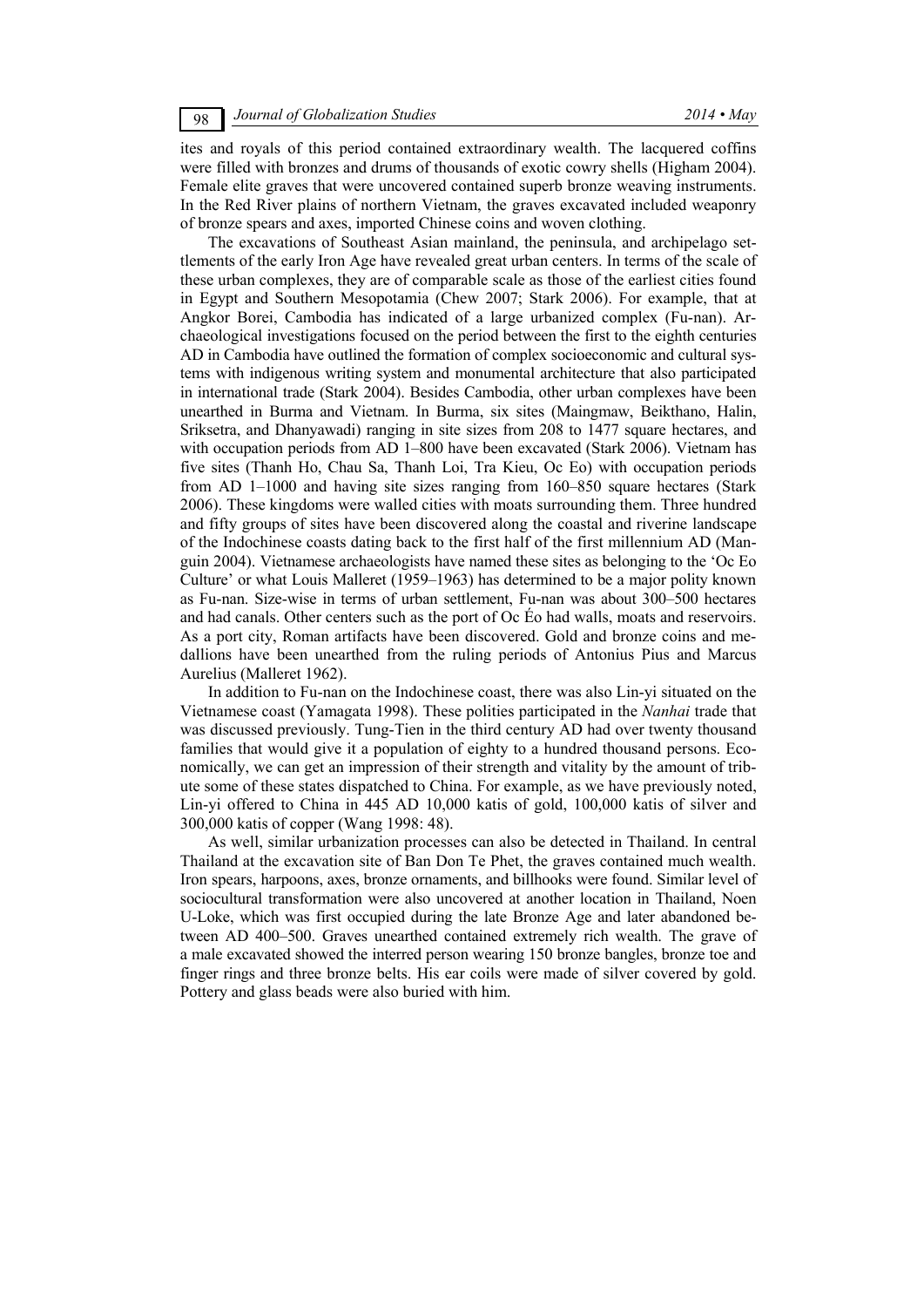ites and royals of this period contained extraordinary wealth. The lacquered coffins were filled with bronzes and drums of thousands of exotic cowry shells (Higham 2004). Female elite graves that were uncovered contained superb bronze weaving instruments. In the Red River plains of northern Vietnam, the graves excavated included weaponry of bronze spears and axes, imported Chinese coins and woven clothing.

The excavations of Southeast Asian mainland, the peninsula, and archipelago settlements of the early Iron Age have revealed great urban centers. In terms of the scale of these urban complexes, they are of comparable scale as those of the earliest cities found in Egypt and Southern Mesopotamia (Chew 2007; Stark 2006). For example, that at Angkor Borei, Cambodia has indicated of a large urbanized complex (Fu-nan). Archaeological investigations focused on the period between the first to the eighth centuries AD in Cambodia have outlined the formation of complex socioeconomic and cultural systems with indigenous writing system and monumental architecture that also participated in international trade (Stark 2004). Besides Cambodia, other urban complexes have been unearthed in Burma and Vietnam. In Burma, six sites (Maingmaw, Beikthano, Halin, Sriksetra, and Dhanyawadi) ranging in site sizes from 208 to 1477 square hectares, and with occupation periods from AD 1–800 have been excavated (Stark 2006). Vietnam has five sites (Thanh Ho, Chau Sa, Thanh Loi, Tra Kieu, Oc Eo) with occupation periods from AD 1–1000 and having site sizes ranging from 160–850 square hectares (Stark 2006). These kingdoms were walled cities with moats surrounding them. Three hundred and fifty groups of sites have been discovered along the coastal and riverine landscape of the Indochinese coasts dating back to the first half of the first millennium AD (Manguin 2004). Vietnamese archaeologists have named these sites as belonging to the 'Oc Eo Culture' or what Louis Malleret (1959–1963) has determined to be a major polity known as Fu-nan. Size-wise in terms of urban settlement, Fu-nan was about 300–500 hectares and had canals. Other centers such as the port of Oc Éo had walls, moats and reservoirs. As a port city, Roman artifacts have been discovered. Gold and bronze coins and medallions have been unearthed from the ruling periods of Antonius Pius and Marcus Aurelius (Malleret 1962).

In addition to Fu-nan on the Indochinese coast, there was also Lin-yi situated on the Vietnamese coast (Yamagata 1998). These polities participated in the *Nanhai* trade that was discussed previously. Tung-Tien in the third century AD had over twenty thousand families that would give it a population of eighty to a hundred thousand persons. Economically, we can get an impression of their strength and vitality by the amount of tribute some of these states dispatched to China. For example, as we have previously noted, Lin-yi offered to China in 445 AD 10,000 katis of gold, 100,000 katis of silver and 300,000 katis of copper (Wang 1998: 48).

As well, similar urbanization processes can also be detected in Thailand. In central Thailand at the excavation site of Ban Don Te Phet, the graves contained much wealth. Iron spears, harpoons, axes, bronze ornaments, and billhooks were found. Similar level of sociocultural transformation were also uncovered at another location in Thailand, Noen U-Loke, which was first occupied during the late Bronze Age and later abandoned between AD 400–500. Graves unearthed contained extremely rich wealth. The grave of a male excavated showed the interred person wearing 150 bronze bangles, bronze toe and finger rings and three bronze belts. His ear coils were made of silver covered by gold. Pottery and glass beads were also buried with him.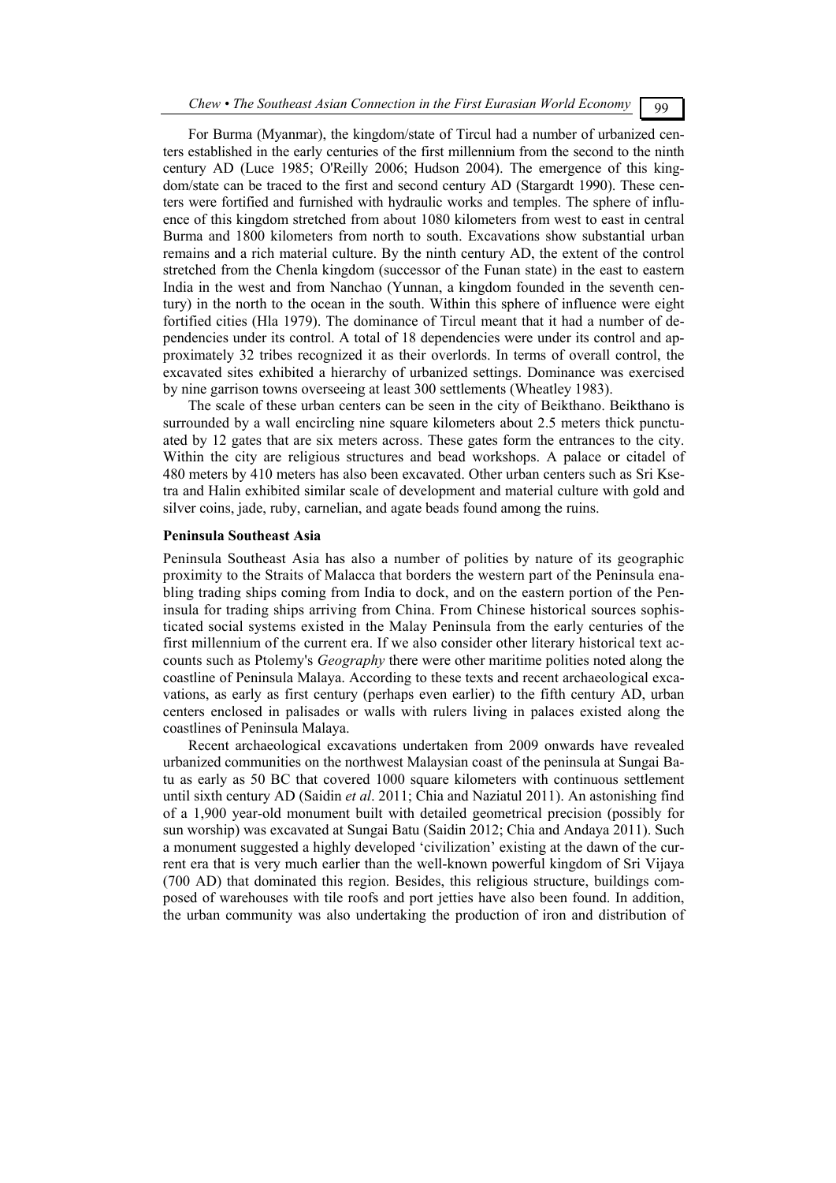For Burma (Myanmar), the kingdom/state of Tircul had a number of urbanized centers established in the early centuries of the first millennium from the second to the ninth century AD (Luce 1985; O'Reilly 2006; Hudson 2004). The emergence of this kingdom/state can be traced to the first and second century AD (Stargardt 1990). These centers were fortified and furnished with hydraulic works and temples. The sphere of influence of this kingdom stretched from about 1080 kilometers from west to east in central Burma and 1800 kilometers from north to south. Excavations show substantial urban remains and a rich material culture. By the ninth century AD, the extent of the control stretched from the Chenla kingdom (successor of the Funan state) in the east to eastern India in the west and from Nanchao (Yunnan, a kingdom founded in the seventh century) in the north to the ocean in the south. Within this sphere of influence were eight fortified cities (Hla 1979). The dominance of Tircul meant that it had a number of dependencies under its control. A total of 18 dependencies were under its control and approximately 32 tribes recognized it as their overlords. In terms of overall control, the excavated sites exhibited a hierarchy of urbanized settings. Dominance was exercised by nine garrison towns overseeing at least 300 settlements (Wheatley 1983).

The scale of these urban centers can be seen in the city of Beikthano. Beikthano is surrounded by a wall encircling nine square kilometers about 2.5 meters thick punctuated by 12 gates that are six meters across. These gates form the entrances to the city. Within the city are religious structures and bead workshops. A palace or citadel of 480 meters by 410 meters has also been excavated. Other urban centers such as Sri Ksetra and Halin exhibited similar scale of development and material culture with gold and silver coins, jade, ruby, carnelian, and agate beads found among the ruins.

**Peninsula Southeast Asia**

Peninsula Southeast Asia has also a number of polities by nature of its geographic proximity to the Straits of Malacca that borders the western part of the Peninsula enabling trading ships coming from India to dock, and on the eastern portion of the Peninsula for trading ships arriving from China. From Chinese historical sources sophisticated social systems existed in the Malay Peninsula from the early centuries of the first millennium of the current era. If we also consider other literary historical text accounts such as Ptolemy's *Geography* there were other maritime polities noted along the coastline of Peninsula Malaya. According to these texts and recent archaeological excavations, as early as first century (perhaps even earlier) to the fifth century AD, urban centers enclosed in palisades or walls with rulers living in palaces existed along the coastlines of Peninsula Malaya.

Recent archaeological excavations undertaken from 2009 onwards have revealed urbanized communities on the northwest Malaysian coast of the peninsula at Sungai Batu as early as 50 BC that covered 1000 square kilometers with continuous settlement until sixth century AD (Saidin *et al*. 2011; Chia and Naziatul 2011). An astonishing find of a 1,900 year-old monument built with detailed geometrical precision (possibly for sun worship) was excavated at Sungai Batu (Saidin 2012; Chia and Andaya 2011). Such a monument suggested a highly developed 'civilization' existing at the dawn of the current era that is very much earlier than the well-known powerful kingdom of Sri Vijaya (700 AD) that dominated this region. Besides, this religious structure, buildings composed of warehouses with tile roofs and port jetties have also been found. In addition, the urban community was also undertaking the production of iron and distribution of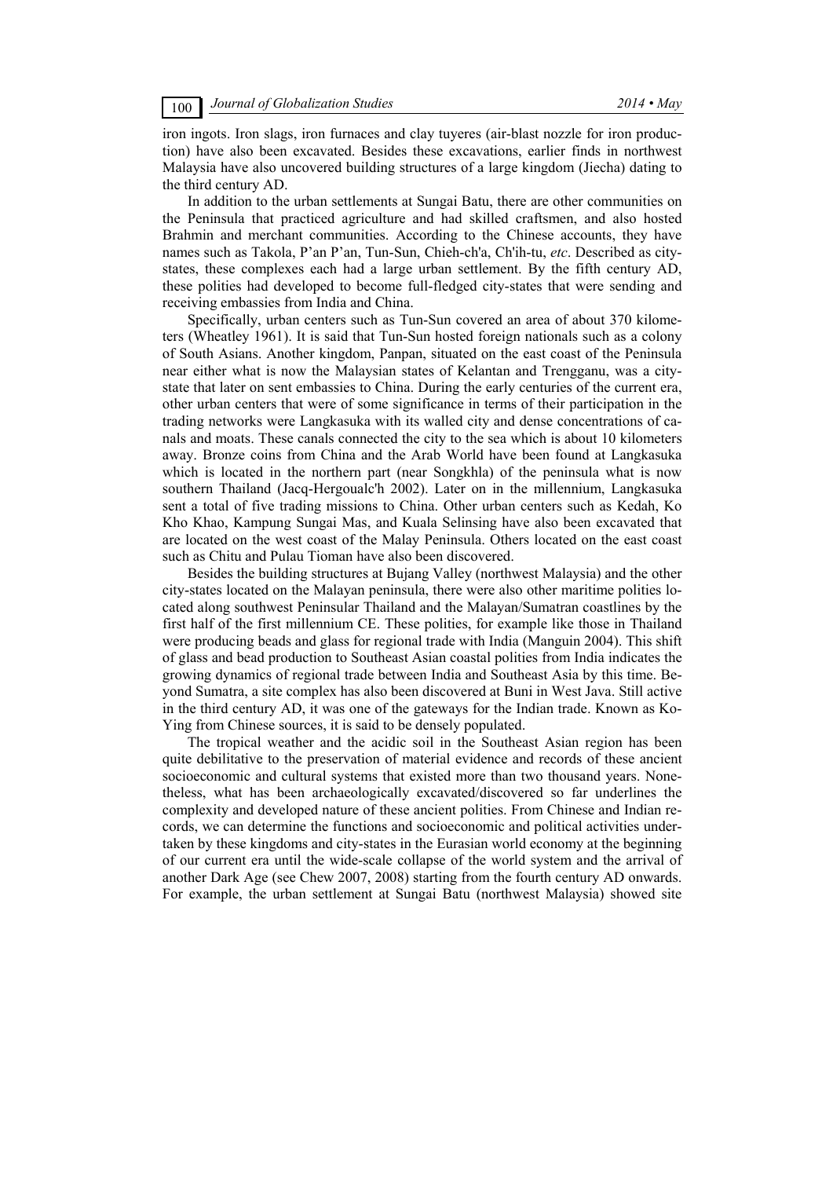iron ingots. Iron slags, iron furnaces and clay tuyeres (air-blast nozzle for iron production) have also been excavated. Besides these excavations, earlier finds in northwest Malaysia have also uncovered building structures of a large kingdom (Jiecha) dating to the third century AD.

In addition to the urban settlements at Sungai Batu, there are other communities on the Peninsula that practiced agriculture and had skilled craftsmen, and also hosted Brahmin and merchant communities. According to the Chinese accounts, they have names such as Takola, P'an P'an, Tun-Sun, Chieh-ch'a, Ch'ih-tu, *etc*. Described as city-states, these complexes each had a large urban settlement. By the fifth century AD, these polities had developed to become full-fledged city-states that were sending and receiving embassies from India and China.

Specifically, urban centers such as Tun-Sun covered an area of about 370 kilometers (Wheatley 1961). It is said that Tun-Sun hosted foreign nationals such as a colony of South Asians. Another kingdom, Panpan, situated on the east coast of the Peninsula near either what is now the Malaysian states of Kelantan and Trengganu, was a city-state that later on sent embassies to China. During the early centuries of the current era, other urban centers that were of some significance in terms of their participation in the trading networks were Langkasuka with its walled city and dense concentrations of canals and moats. These canals connected the city to the sea which is about 10 kilometers away. Bronze coins from China and the Arab World have been found at Langkasuka which is located in the northern part (near Songkhla) of the peninsula what is now southern Thailand (Jacq-Hergoualc'h 2002). Later on in the millennium, Langkasuka sent a total of five trading missions to China. Other urban centers such as Kedah, Ko Kho Khao, Kampung Sungai Mas, and Kuala Selinsing have also been excavated that are located on the west coast of the Malay Peninsula. Others located on the east coast such as Chitu and Pulau Tioman have also been discovered.

Besides the building structures at Bujang Valley (northwest Malaysia) and the other city-states located on the Malayan peninsula, there were also other maritime polities located along southwest Peninsular Thailand and the Malayan/Sumatran coastlines by the first half of the first millennium CE. These polities, for example like those in Thailand were producing beads and glass for regional trade with India (Manguin 2004). This shift of glass and bead production to Southeast Asian coastal polities from India indicates the growing dynamics of regional trade between India and Southeast Asia by this time. Beyond Sumatra, a site complex has also been discovered at Buni in West Java. Still active in the third century AD, it was one of the gateways for the Indian trade. Known as Ko-Ying from Chinese sources, it is said to be densely populated.

The tropical weather and the acidic soil in the Southeast Asian region has been quite debilitative to the preservation of material evidence and records of these ancient socioeconomic and cultural systems that existed more than two thousand years. Nonetheless, what has been archaeologically excavated/discovered so far underlines the complexity and developed nature of these ancient polities. From Chinese and Indian records, we can determine the functions and socioeconomic and political activities undertaken by these kingdoms and city-states in the Eurasian world economy at the beginning of our current era until the wide-scale collapse of the world system and the arrival of another Dark Age (see Chew 2007, 2008) starting from the fourth century AD onwards. For example, the urban settlement at Sungai Batu (northwest Malaysia) showed site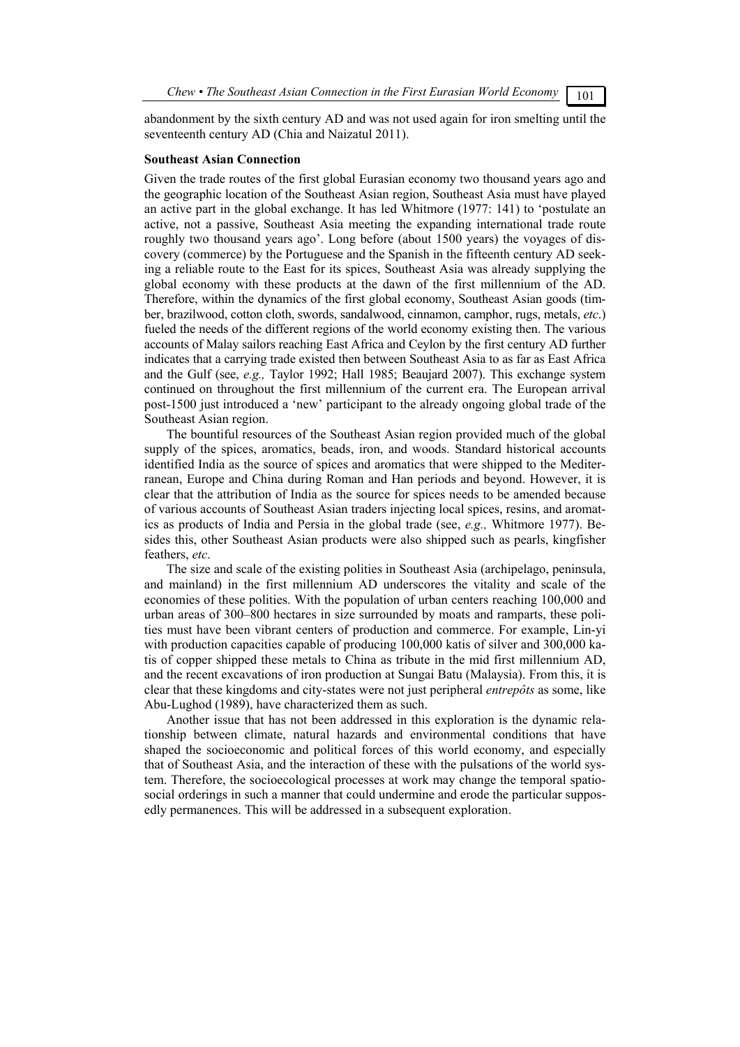abandonment by the sixth century AD and was not used again for iron smelting until the seventeenth century AD (Chia and Naizatul 2011).

### Southeast Asian Connection

Given the trade routes of the first global Eurasian economy two thousand years ago and the geographic location of the Southeast Asian region, Southeast Asia must have played an active part in the global exchange. It has led Whitmore (1977: 141) to 'postulate an active, not a passive, Southeast Asia meeting the expanding international trade route roughly two thousand years ago'. Long before (about 1500 years) the voyages of discovery (commerce) by the Portuguese and the Spanish in the fifteenth century AD seeking a reliable route to the East for its spices, Southeast Asia was already supplying the global economy with these products at the dawn of the first millennium of the AD. Therefore, within the dynamics of the first global economy, Southeast Asian goods (timber, brazilwood, cotton cloth, swords, sandalwood, cinnamon, camphor, rugs, metals, *etc*.) fueled the needs of the different regions of the world economy existing then. The various accounts of Malay sailors reaching East Africa and Ceylon by the first century AD further indicates that a carrying trade existed then between Southeast Asia to as far as East Africa and the Gulf (see, *e.g.,* Taylor 1992; Hall 1985; Beaujard 2007). This exchange system continued on throughout the first millennium of the current era. The European arrival post-1500 just introduced a 'new' participant to the already ongoing global trade of the Southeast Asian region.

The bountiful resources of the Southeast Asian region provided much of the global supply of the spices, aromatics, beads, iron, and woods. Standard historical accounts identified India as the source of spices and aromatics that were shipped to the Mediterranean, Europe and China during Roman and Han periods and beyond. However, it is clear that the attribution of India as the source for spices needs to be amended because of various accounts of Southeast Asian traders injecting local spices, resins, and aromatics as products of India and Persia in the global trade (see, *e.g.,* Whitmore 1977). Besides this, other Southeast Asian products were also shipped such as pearls, kingfisher feathers, *etc*.

The size and scale of the existing polities in Southeast Asia (archipelago, peninsula, and mainland) in the first millennium AD underscores the vitality and scale of the economies of these polities. With the population of urban centers reaching 100,000 and urban areas of 300–800 hectares in size surrounded by moats and ramparts, these polities must have been vibrant centers of production and commerce. For example, Lin-yi with production capacities capable of producing 100,000 katis of silver and 300,000 katis of copper shipped these metals to China as tribute in the mid first millennium AD, and the recent excavations of iron production at Sungai Batu (Malaysia). From this, it is clear that these kingdoms and city-states were not just peripheral *entrepôts* as some, like Abu-Lughod (1989), have characterized them as such.

Another issue that has not been addressed in this exploration is the dynamic relationship between climate, natural hazards and environmental conditions that have shaped the socioeconomic and political forces of this world economy, and especially that of Southeast Asia, and the interaction of these with the pulsations of the world system. Therefore, the socioecological processes at work may change the temporal spatio-social orderings in such a manner that could undermine and erode the particular supposedly permanences. This will be addressed in a subsequent exploration.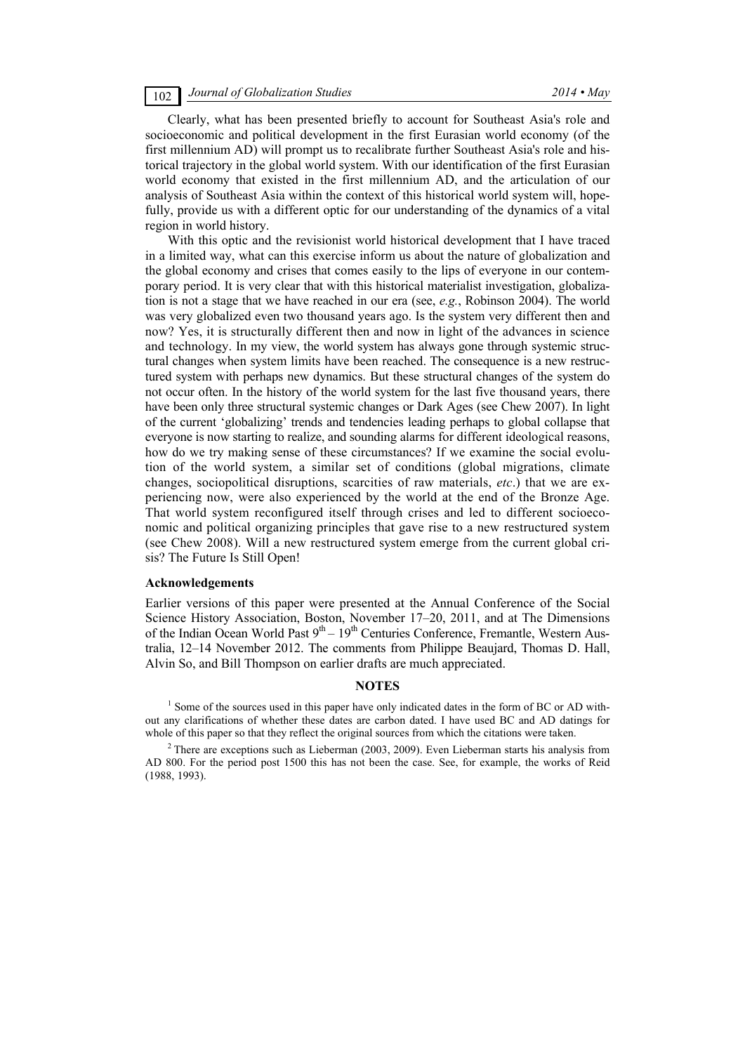Clearly, what has been presented briefly to account for Southeast Asia's role and socioeconomic and political development in the first Eurasian world economy (of the first millennium AD) will prompt us to recalibrate further Southeast Asia's role and historical trajectory in the global world system. With our identification of the first Eurasian world economy that existed in the first millennium AD, and the articulation of our analysis of Southeast Asia within the context of this historical world system will, hopefully, provide us with a different optic for our understanding of the dynamics of a vital region in world history.

With this optic and the revisionist world historical development that I have traced in a limited way, what can this exercise inform us about the nature of globalization and the global economy and crises that comes easily to the lips of everyone in our contemporary period. It is very clear that with this historical materialist investigation, globalization is not a stage that we have reached in our era (see, *e.g.*, Robinson 2004). The world was very globalized even two thousand years ago. Is the system very different then and now? Yes, it is structurally different then and now in light of the advances in science and technology. In my view, the world system has always gone through systemic structural changes when system limits have been reached. The consequence is a new restructured system with perhaps new dynamics. But these structural changes of the system do not occur often. In the history of the world system for the last five thousand years, there have been only three structural systemic changes or Dark Ages (see Chew 2007). In light of the current 'globalizing' trends and tendencies leading perhaps to global collapse that everyone is now starting to realize, and sounding alarms for different ideological reasons, how do we try making sense of these circumstances? If we examine the social evolution of the world system, a similar set of conditions (global migrations, climate changes, sociopolitical disruptions, scarcities of raw materials, *etc*.) that we are experiencing now, were also experienced by the world at the end of the Bronze Age. That world system reconfigured itself through crises and led to different socioeconomic and political organizing principles that gave rise to a new restructured system (see Chew 2008). Will a new restructured system emerge from the current global crisis? The Future Is Still Open!

**Acknowledgements**

Earlier versions of this paper were presented at the Annual Conference of the Social Science History Association, Boston, November 17–20, 2011, and at The Dimensions of the Indian Ocean World Past 9th – 19th Centuries Conference, Fremantle, Western Australia, 12–14 November 2012. The comments from Philippe Beaujard, Thomas D. Hall, Alvin So, and Bill Thompson on earlier drafts are much appreciated.

## NOTES

[1] Some of the sources used in this paper have only indicated dates in the form of BC or AD without any clarifications of whether these dates are carbon dated. I have used BC and AD datings for whole of this paper so that they reflect the original sources from which the citations were taken.

[2] There are exceptions such as Lieberman (2003, 2009). Even Lieberman starts his analysis from AD 800. For the period post 1500 this has not been the case. See, for example, the works of Reid (1988, 1993).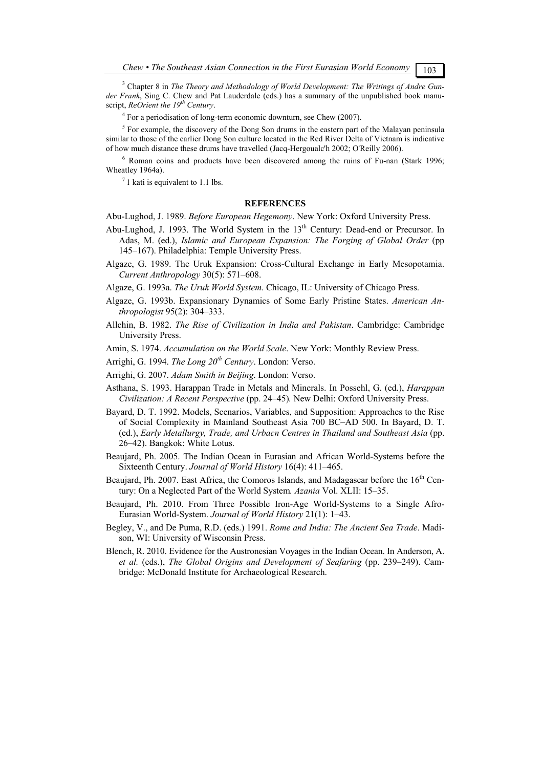[3] Chapter 8 in *The Theory and Methodology of World Development: The Writings of Andre Gunder Frank*, Sing C. Chew and Pat Lauderdale (eds.) has a summary of the unpublished book manuscript, *ReOrient the 19th Century*.

[4] For a periodisation of long-term economic downturn, see Chew (2007).

[5] For example, the discovery of the Dong Son drums in the eastern part of the Malayan peninsula similar to those of the earlier Dong Son culture located in the Red River Delta of Vietnam is indicative of how much distance these drums have travelled (Jacq-Hergoualc'h 2002; O'Reilly 2006).

[6] Roman coins and products have been discovered among the ruins of Fu-nan (Stark 1996; Wheatley 1964a).

[7] 1 kati is equivalent to 1.1 lbs.

## REFERENCES

Abu-Lughod, J. 1989. *Before European Hegemony*. New York: Oxford University Press.

Abu-Lughod, J. 1993. The World System in the 13th Century: Dead-end or Precursor. In Adas, M. (ed.), *Islamic and European Expansion: The Forging of Global Order* (pp 145–167). Philadelphia: Temple University Press.

Algaze, G. 1989. The Uruk Expansion: Cross-Cultural Exchange in Early Mesopotamia. *Current Anthropology* 30(5): 571–608.

Algaze, G. 1993a. *The Uruk World System*. Chicago, IL: University of Chicago Press.

Algaze, G. 1993b. Expansionary Dynamics of Some Early Pristine States. *American Anthropologist* 95(2): 304–333.

Allchin, B. 1982. *The Rise of Civilization in India and Pakistan*. Cambridge: Cambridge University Press.

Amin, S. 1974. *Accumulation on the World Scale*. New York: Monthly Review Press.

Arrighi, G. 1994. *The Long 20th Century*. London: Verso.

Arrighi, G. 2007. *Adam Smith in Beijing*. London: Verso.

Asthana, S. 1993. Harappan Trade in Metals and Minerals. In Possehl, G. (ed.), *Harappan Civilization: A Recent Perspective* (pp. 24–45). New Delhi: Oxford University Press.

Bayard, D. T. 1992. Models, Scenarios, Variables, and Supposition: Approaches to the Rise of Social Complexity in Mainland Southeast Asia 700 BC–AD 500. In Bayard, D. T. (ed.), *Early Metallurgy, Trade, and Urbacn Centres in Thailand and Southeast Asia* (pp. 26–42). Bangkok: White Lotus.

Beaujard, Ph. 2005. The Indian Ocean in Eurasian and African World-Systems before the Sixteenth Century. *Journal of World History* 16(4): 411–465.

Beaujard, Ph. 2007. East Africa, the Comoros Islands, and Madagascar before the 16th Century: On a Neglected Part of the World System. *Azania* Vol. XLII: 15–35.

Beaujard, Ph. 2010. From Three Possible Iron-Age World-Systems to a Single Afro-Eurasian World-System. *Journal of World History* 21(1): 1–43.

Begley, V., and De Puma, R.D. (eds.) 1991. *Rome and India: The Ancient Sea Trade*. Madison, WI: University of Wisconsin Press.

Blench, R. 2010. Evidence for the Austronesian Voyages in the Indian Ocean. In Anderson, A. *et al.* (eds.), *The Global Origins and Development of Seafaring* (pp. 239–249). Cambridge: McDonald Institute for Archaeological Research.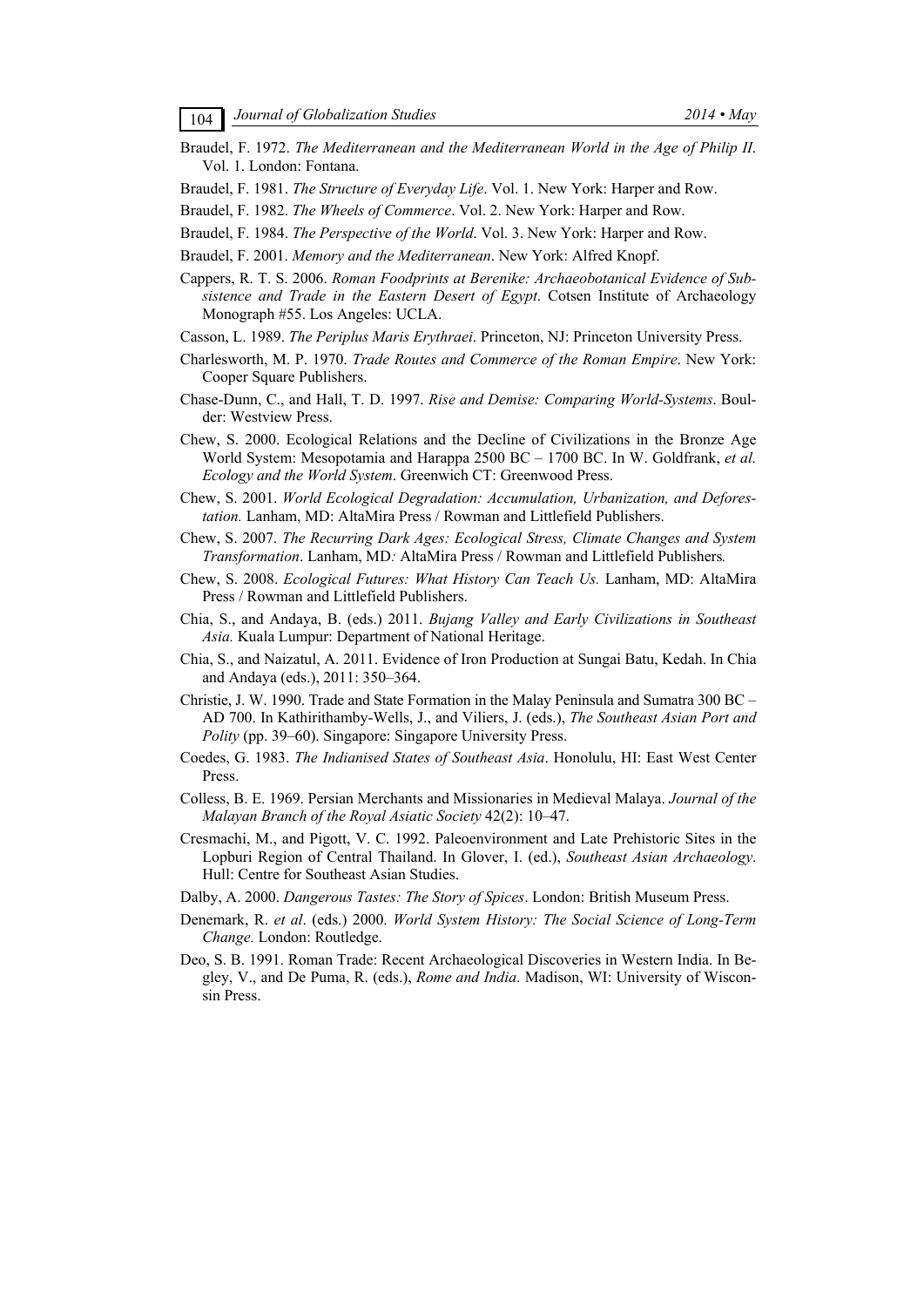Braudel, F. 1972. *The Mediterranean and the Mediterranean World in the Age of Philip II*. Vol. 1. London: Fontana.

Braudel, F. 1981. *The Structure of Everyday Life*. Vol. 1. New York: Harper and Row.

Braudel, F. 1982. *The Wheels of Commerce*. Vol. 2. New York: Harper and Row.

Braudel, F. 1984. *The Perspective of the World*. Vol. 3. New York: Harper and Row.

Braudel, F. 2001. *Memory and the Mediterranean*. New York: Alfred Knopf.

Cappers, R. T. S. 2006. *Roman Foodprints at Berenike: Archaeobotanical Evidence of Subsistence and Trade in the Eastern Desert of Egypt*. Cotsen Institute of Archaeology Monograph #55. Los Angeles: UCLA.

Casson, L. 1989. *The Periplus Maris Erythraei*. Princeton, NJ: Princeton University Press.

Charlesworth, M. P. 1970. *Trade Routes and Commerce of the Roman Empire*. New York: Cooper Square Publishers.

Chase-Dunn, C., and Hall, T. D. 1997. *Rise and Demise: Comparing World-Systems*. Boulder: Westview Press.

Chew, S. 2000. Ecological Relations and the Decline of Civilizations in the Bronze Age World System: Mesopotamia and Harappa 2500 BC – 1700 BC. In W. Goldfrank, *et al. Ecology and the World System*. Greenwich CT: Greenwood Press.

Chew, S. 2001. *World Ecological Degradation: Accumulation, Urbanization, and Deforestation.* Lanham, MD: AltaMira Press / Rowman and Littlefield Publishers.

Chew, S. 2007. *The Recurring Dark Ages: Ecological Stress, Climate Changes and System Transformation*. Lanham, MD*:* AltaMira Press / Rowman and Littlefield Publishers*.*

Chew, S. 2008. *Ecological Futures: What History Can Teach Us.* Lanham, MD: AltaMira Press / Rowman and Littlefield Publishers.

Chia, S., and Andaya, B. (eds.) 2011. *Bujang Valley and Early Civilizations in Southeast Asia.* Kuala Lumpur: Department of National Heritage.

Chia, S., and Naizatul, A. 2011. Evidence of Iron Production at Sungai Batu, Kedah. In Chia and Andaya (eds.), 2011: 350–364.

Christie, J. W. 1990. Trade and State Formation in the Malay Peninsula and Sumatra 300 BC – AD 700. In Kathirithamby-Wells, J., and Viliers, J. (eds.), *The Southeast Asian Port and Polity* (pp. 39–60). Singapore: Singapore University Press.

Coedes, G. 1983. *The Indianised States of Southeast Asia*. Honolulu, HI: East West Center Press.

Colless, B. E. 1969. Persian Merchants and Missionaries in Medieval Malaya. *Journal of the Malayan Branch of the Royal Asiatic Society* 42(2): 10–47.

Cresmachi, M., and Pigott, V. C. 1992. Paleoenvironment and Late Prehistoric Sites in the Lopburi Region of Central Thailand. In Glover, I. (ed.), *Southeast Asian Archaeology*. Hull: Centre for Southeast Asian Studies.

Dalby, A. 2000. *Dangerous Tastes: The Story of Spices*. London: British Museum Press.

Denemark, R. *et al*. (eds.) 2000. *World System History: The Social Science of Long-Term Change.* London: Routledge.

Deo, S. B. 1991. Roman Trade: Recent Archaeological Discoveries in Western India. In Begley, V., and De Puma, R. (eds.), *Rome and India*. Madison, WI: University of Wisconsin Press.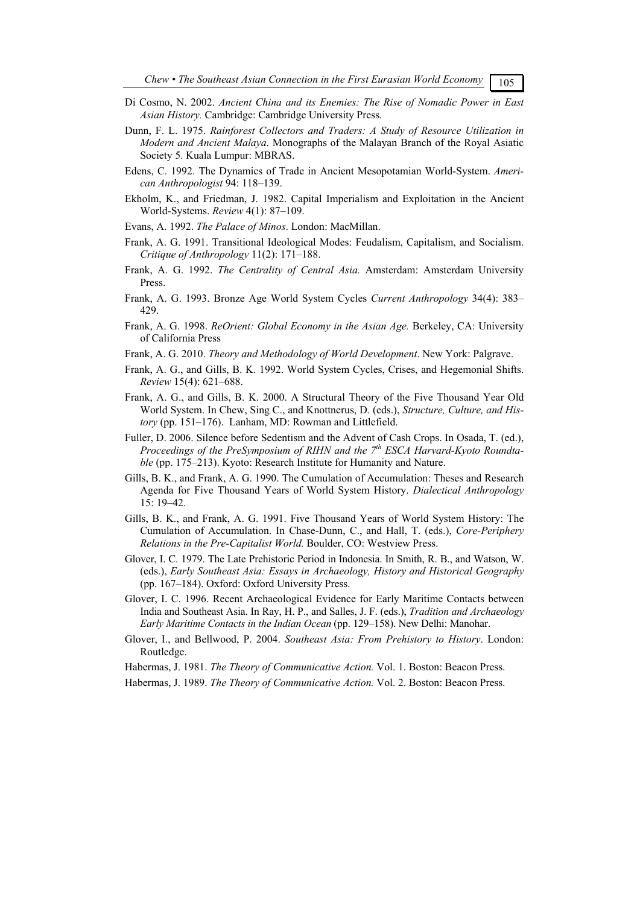Di Cosmo, N. 2002. *Ancient China and its Enemies: The Rise of Nomadic Power in East Asian History.* Cambridge: Cambridge University Press.

Dunn, F. L. 1975. *Rainforest Collectors and Traders: A Study of Resource Utilization in Modern and Ancient Malaya*. Monographs of the Malayan Branch of the Royal Asiatic Society 5. Kuala Lumpur: MBRAS.

Edens, C. 1992. The Dynamics of Trade in Ancient Mesopotamian World-System. *American Anthropologist* 94: 118–139.

Ekholm, K., and Friedman, J. 1982. Capital Imperialism and Exploitation in the Ancient World-Systems. *Review* 4(1): 87–109.

Evans, A. 1992. *The Palace of Minos*. London: MacMillan.

Frank, A. G. 1991. Transitional Ideological Modes: Feudalism, Capitalism, and Socialism. *Critique of Anthropology* 11(2): 171–188.

Frank, A. G. 1992. *The Centrality of Central Asia.* Amsterdam: Amsterdam University Press.

Frank, A. G. 1993. Bronze Age World System Cycles *Current Anthropology* 34(4): 383–429.

Frank, A. G. 1998. *ReOrient: Global Economy in the Asian Age.* Berkeley, CA: University of California Press

Frank, A. G. 2010. *Theory and Methodology of World Development*. New York: Palgrave.

Frank, A. G., and Gills, B. K. 1992. World System Cycles, Crises, and Hegemonial Shifts. *Review* 15(4): 621–688.

Frank, A. G., and Gills, B. K. 2000. A Structural Theory of the Five Thousand Year Old World System. In Chew, Sing C., and Knottnerus, D. (eds.), *Structure, Culture, and History* (pp. 151–176). Lanham, MD: Rowman and Littlefield.

Fuller, D. 2006. Silence before Sedentism and the Advent of Cash Crops. In Osada, T. (ed.), *Proceedings of the PreSymposium of RIHN and the 7th ESCA Harvard-Kyoto Roundtable* (pp. 175–213). Kyoto: Research Institute for Humanity and Nature.

Gills, B. K., and Frank, A. G. 1990. The Cumulation of Accumulation: Theses and Research Agenda for Five Thousand Years of World System History. *Dialectical Anthropology* 15: 19–42.

Gills, B. K., and Frank, A. G. 1991. Five Thousand Years of World System History: The Cumulation of Accumulation. In Chase-Dunn, C., and Hall, T. (eds.), *Core-Periphery Relations in the Pre-Capitalist World.* Boulder, CO: Westview Press.

Glover, I. C. 1979. The Late Prehistoric Period in Indonesia. In Smith, R. B., and Watson, W. (eds.), *Early Southeast Asia: Essays in Archaeology, History and Historical Geography* (pp. 167–184). Oxford: Oxford University Press.

Glover, I. C. 1996. Recent Archaeological Evidence for Early Maritime Contacts between India and Southeast Asia. In Ray, H. P., and Salles, J. F. (eds.), *Tradition and Archaeology Early Maritime Contacts in the Indian Ocean* (pp. 129–158). New Delhi: Manohar.

Glover, I., and Bellwood, P. 2004. *Southeast Asia: From Prehistory to History*. London: Routledge.

Habermas, J. 1981. *The Theory of Communicative Action.* Vol. 1. Boston: Beacon Press.

Habermas, J. 1989. *The Theory of Communicative Action.* Vol. 2. Boston: Beacon Press.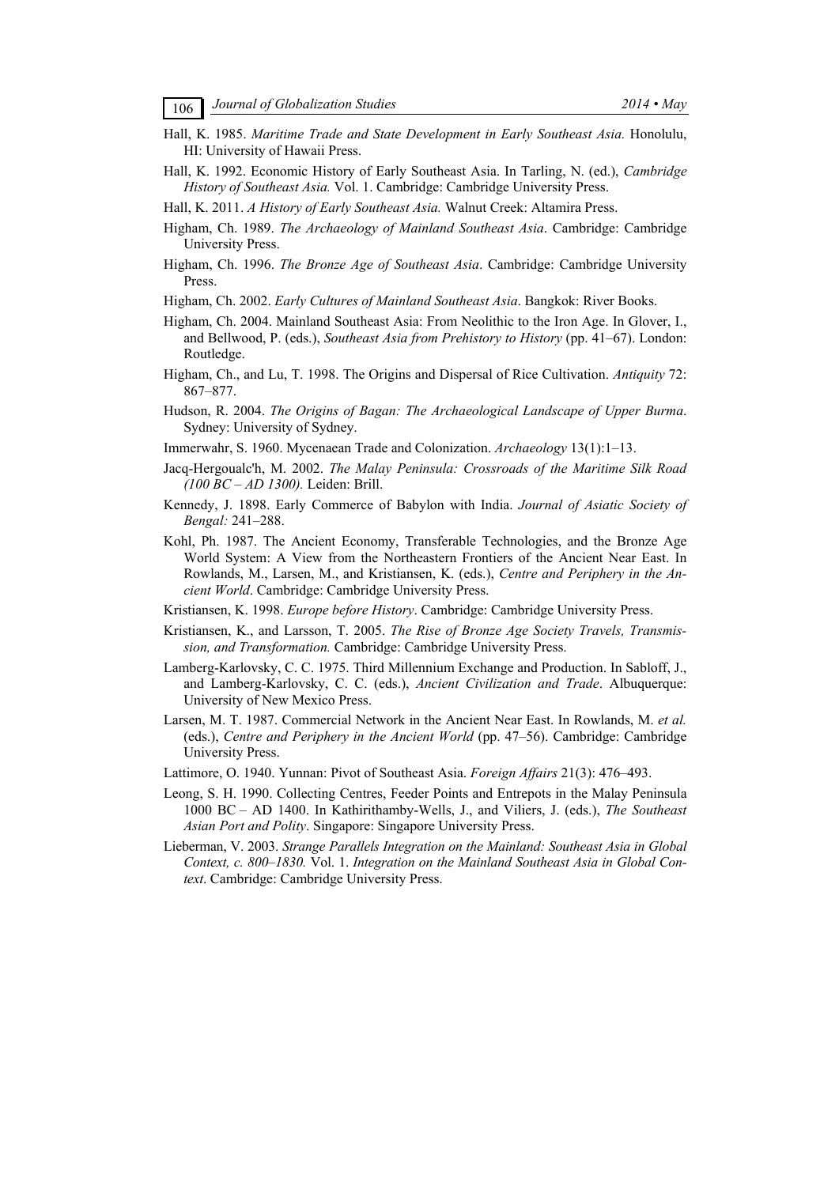Hall, K. 1985. *Maritime Trade and State Development in Early Southeast Asia.* Honolulu, HI: University of Hawaii Press.

Hall, K. 1992. Economic History of Early Southeast Asia. In Tarling, N. (ed.), *Cambridge History of Southeast Asia.* Vol. 1. Cambridge: Cambridge University Press.

Hall, K. 2011. *A History of Early Southeast Asia.* Walnut Creek: Altamira Press.

Higham, Ch. 1989. *The Archaeology of Mainland Southeast Asia*. Cambridge: Cambridge University Press.

Higham, Ch. 1996. *The Bronze Age of Southeast Asia*. Cambridge: Cambridge University Press.

Higham, Ch. 2002. *Early Cultures of Mainland Southeast Asia*. Bangkok: River Books.

Higham, Ch. 2004. Mainland Southeast Asia: From Neolithic to the Iron Age. In Glover, I., and Bellwood, P. (eds.), *Southeast Asia from Prehistory to History* (pp. 41–67). London: Routledge.

Higham, Ch., and Lu, T. 1998. The Origins and Dispersal of Rice Cultivation. *Antiquity* 72: 867–877.

Hudson, R. 2004. *The Origins of Bagan: The Archaeological Landscape of Upper Burma*. Sydney: University of Sydney.

Immerwahr, S. 1960. Mycenaean Trade and Colonization. *Archaeology* 13(1):1–13.

Jacq-Hergoualc'h, M. 2002. *The Malay Peninsula: Crossroads of the Maritime Silk Road (100 BC – AD 1300).* Leiden: Brill.

Kennedy, J. 1898. Early Commerce of Babylon with India. *Journal of Asiatic Society of Bengal:* 241–288.

Kohl, Ph. 1987. The Ancient Economy, Transferable Technologies, and the Bronze Age World System: A View from the Northeastern Frontiers of the Ancient Near East. In Rowlands, M., Larsen, M., and Kristiansen, K. (eds.), *Centre and Periphery in the Ancient World*. Cambridge: Cambridge University Press.

Kristiansen, K. 1998. *Europe before History*. Cambridge: Cambridge University Press.

Kristiansen, K., and Larsson, T. 2005. *The Rise of Bronze Age Society Travels, Transmission, and Transformation.* Cambridge: Cambridge University Press.

Lamberg-Karlovsky, C. C. 1975. Third Millennium Exchange and Production. In Sabloff, J., and Lamberg-Karlovsky, C. C. (eds.), *Ancient Civilization and Trade*. Albuquerque: University of New Mexico Press.

Larsen, M. T. 1987. Commercial Network in the Ancient Near East. In Rowlands, M. *et al.* (eds.), *Centre and Periphery in the Ancient World* (pp. 47–56). Cambridge: Cambridge University Press.

Lattimore, O. 1940. Yunnan: Pivot of Southeast Asia. *Foreign Affairs* 21(3): 476–493.

Leong, S. H. 1990. Collecting Centres, Feeder Points and Entrepots in the Malay Peninsula 1000 BC – AD 1400. In Kathirithamby-Wells, J., and Viliers, J. (eds.), *The Southeast Asian Port and Polity*. Singapore: Singapore University Press.

Lieberman, V. 2003. *Strange Parallels Integration on the Mainland: Southeast Asia in Global Context, c. 800–1830.* Vol. 1. *Integration on the Mainland Southeast Asia in Global Context*. Cambridge: Cambridge University Press.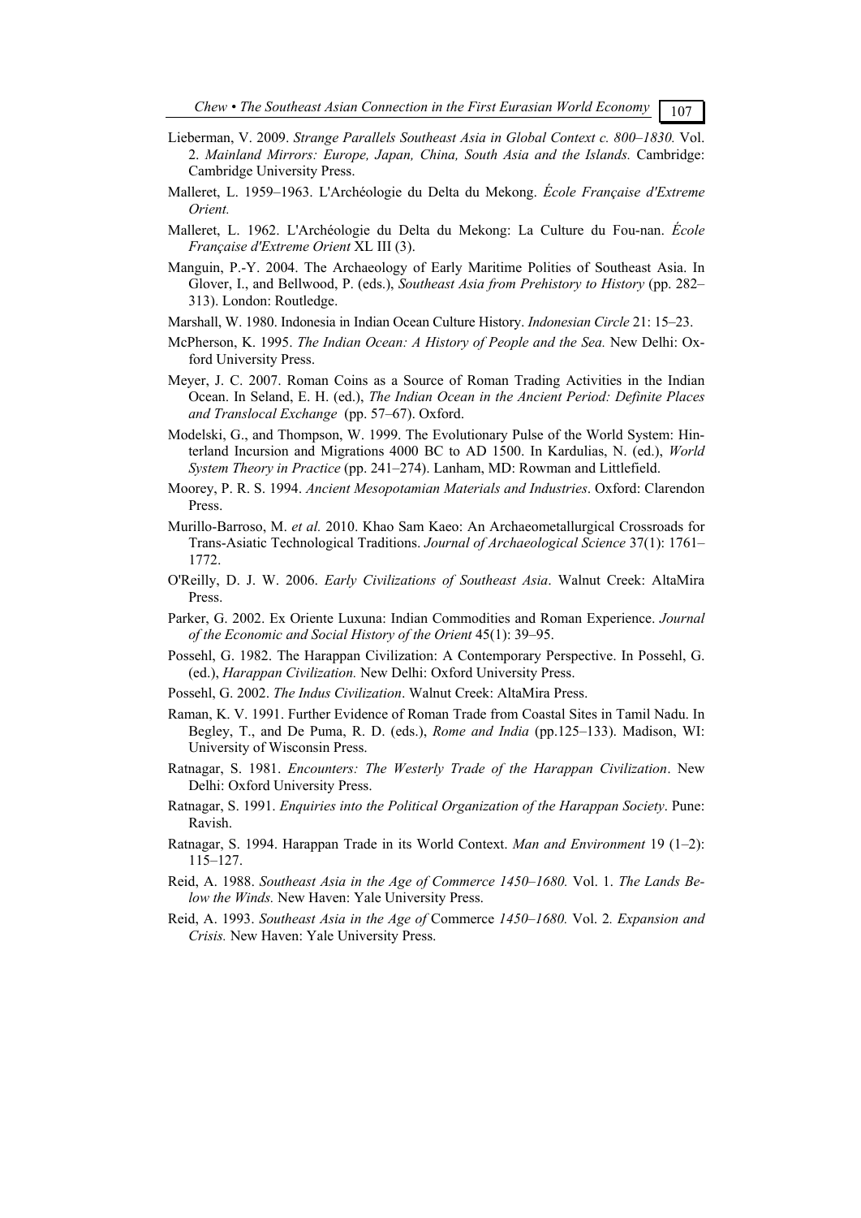Lieberman, V. 2009. *Strange Parallels Southeast Asia in Global Context c. 800–1830.* Vol. 2. *Mainland Mirrors: Europe, Japan, China, South Asia and the Islands.* Cambridge: Cambridge University Press.

Malleret, L. 1959–1963. L'Archéologie du Delta du Mekong. *École Française d'Extreme Orient.*

Malleret, L. 1962. L'Archéologie du Delta du Mekong: La Culture du Fou-nan. *École Française d'Extreme Orient* XL III (3).

Manguin, P.-Y. 2004. The Archaeology of Early Maritime Polities of Southeast Asia. In Glover, I., and Bellwood, P. (eds.), *Southeast Asia from Prehistory to History* (pp. 282–313). London: Routledge.

Marshall, W. 1980. Indonesia in Indian Ocean Culture History. *Indonesian Circle* 21: 15–23.

McPherson, K. 1995. *The Indian Ocean: A History of People and the Sea.* New Delhi: Oxford University Press.

Meyer, J. C. 2007. Roman Coins as a Source of Roman Trading Activities in the Indian Ocean. In Seland, E. H. (ed.), *The Indian Ocean in the Ancient Period: Definite Places and Translocal Exchange* (pp. 57–67). Oxford.

Modelski, G., and Thompson, W. 1999. The Evolutionary Pulse of the World System: Hinterland Incursion and Migrations 4000 BC to AD 1500. In Kardulias, N. (ed.), *World System Theory in Practice* (pp. 241–274). Lanham, MD: Rowman and Littlefield.

Moorey, P. R. S. 1994. *Ancient Mesopotamian Materials and Industries*. Oxford: Clarendon Press.

Murillo-Barroso, M. *et al.* 2010. Khao Sam Kaeo: An Archaeometallurgical Crossroads for Trans-Asiatic Technological Traditions. *Journal of Archaeological Science* 37(1): 1761–1772.

O'Reilly, D. J. W. 2006. *Early Civilizations of Southeast Asia*. Walnut Creek: AltaMira Press.

Parker, G. 2002. Ex Oriente Luxuna: Indian Commodities and Roman Experience. *Journal of the Economic and Social History of the Orient* 45(1): 39–95.

Possehl, G. 1982. The Harappan Civilization: A Contemporary Perspective. In Possehl, G. (ed.), *Harappan Civilization.* New Delhi: Oxford University Press.

Possehl, G. 2002. *The Indus Civilization*. Walnut Creek: AltaMira Press.

Raman, K. V. 1991. Further Evidence of Roman Trade from Coastal Sites in Tamil Nadu. In Begley, T., and De Puma, R. D. (eds.), *Rome and India* (pp.125–133). Madison, WI: University of Wisconsin Press.

Ratnagar, S. 1981. *Encounters: The Westerly Trade of the Harappan Civilization*. New Delhi: Oxford University Press.

Ratnagar, S. 1991. *Enquiries into the Political Organization of the Harappan Society*. Pune: Ravish.

Ratnagar, S. 1994. Harappan Trade in its World Context. *Man and Environment* 19 (1–2): 115–127.

Reid, A. 1988. *Southeast Asia in the Age of Commerce 1450–1680.* Vol. 1. *The Lands Below the Winds.* New Haven: Yale University Press.

Reid, A. 1993. *Southeast Asia in the Age of* Commerce *1450–1680.* Vol. 2*. Expansion and Crisis.* New Haven: Yale University Press.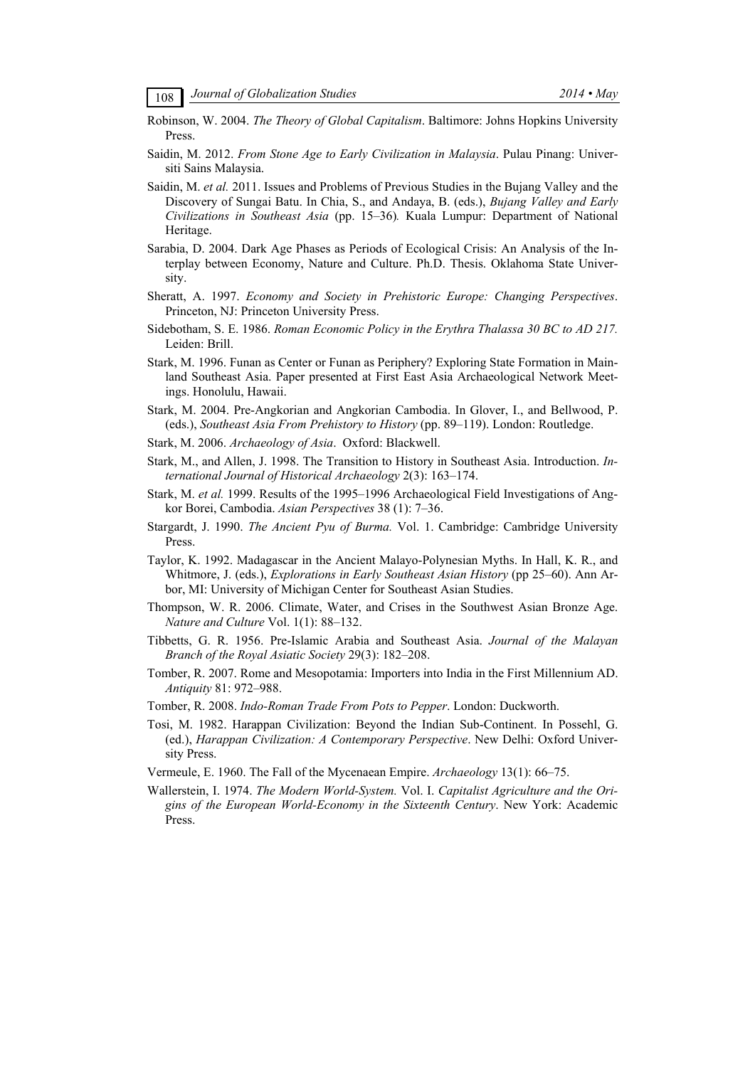Robinson, W. 2004. *The Theory of Global Capitalism*. Baltimore: Johns Hopkins University Press.

Saidin, M. 2012. *From Stone Age to Early Civilization in Malaysia*. Pulau Pinang: Universiti Sains Malaysia.

Saidin, M. *et al.* 2011. Issues and Problems of Previous Studies in the Bujang Valley and the Discovery of Sungai Batu. In Chia, S., and Andaya, B. (eds.), *Bujang Valley and Early Civilizations in Southeast Asia* (pp. 15–36)*.* Kuala Lumpur: Department of National Heritage.

Sarabia, D. 2004. Dark Age Phases as Periods of Ecological Crisis: An Analysis of the Interplay between Economy, Nature and Culture. Ph.D. Thesis. Oklahoma State University.

Sheratt, A. 1997. *Economy and Society in Prehistoric Europe: Changing Perspectives*. Princeton, NJ: Princeton University Press.

Sidebotham, S. E. 1986. *Roman Economic Policy in the Erythra Thalassa 30 BC to AD 217.* Leiden: Brill.

Stark, M. 1996. Funan as Center or Funan as Periphery? Exploring State Formation in Mainland Southeast Asia. Paper presented at First East Asia Archaeological Network Meetings. Honolulu, Hawaii.

Stark, M. 2004. Pre-Angkorian and Angkorian Cambodia. In Glover, I., and Bellwood, P. (eds.), *Southeast Asia From Prehistory to History* (pp. 89–119). London: Routledge.

Stark, M. 2006. *Archaeology of Asia*. Oxford: Blackwell.

Stark, M., and Allen, J. 1998. The Transition to History in Southeast Asia. Introduction. *International Journal of Historical Archaeology* 2(3): 163–174.

Stark, M. *et al.* 1999. Results of the 1995–1996 Archaeological Field Investigations of Angkor Borei, Cambodia. *Asian Perspectives* 38 (1): 7–36.

Stargardt, J. 1990. *The Ancient Pyu of Burma.* Vol. 1. Cambridge: Cambridge University Press.

Taylor, K. 1992. Madagascar in the Ancient Malayo-Polynesian Myths. In Hall, K. R., and Whitmore, J. (eds.), *Explorations in Early Southeast Asian History* (pp 25–60). Ann Arbor, MI: University of Michigan Center for Southeast Asian Studies.

Thompson, W. R. 2006. Climate, Water, and Crises in the Southwest Asian Bronze Age. *Nature and Culture* Vol. 1(1): 88–132.

Tibbetts, G. R. 1956. Pre-Islamic Arabia and Southeast Asia. *Journal of the Malayan Branch of the Royal Asiatic Society* 29(3): 182–208.

Tomber, R. 2007. Rome and Mesopotamia: Importers into India in the First Millennium AD. *Antiquity* 81: 972–988.

Tomber, R. 2008. *Indo-Roman Trade From Pots to Pepper*. London: Duckworth.

Tosi, M. 1982. Harappan Civilization: Beyond the Indian Sub-Continent. In Possehl, G. (ed.), *Harappan Civilization: A Contemporary Perspective*. New Delhi: Oxford University Press.

Vermeule, E. 1960. The Fall of the Mycenaean Empire. *Archaeology* 13(1): 66–75.

Wallerstein, I. 1974. *The Modern World-System.* Vol. I. *Capitalist Agriculture and the Origins of the European World-Economy in the Sixteenth Century*. New York: Academic Press.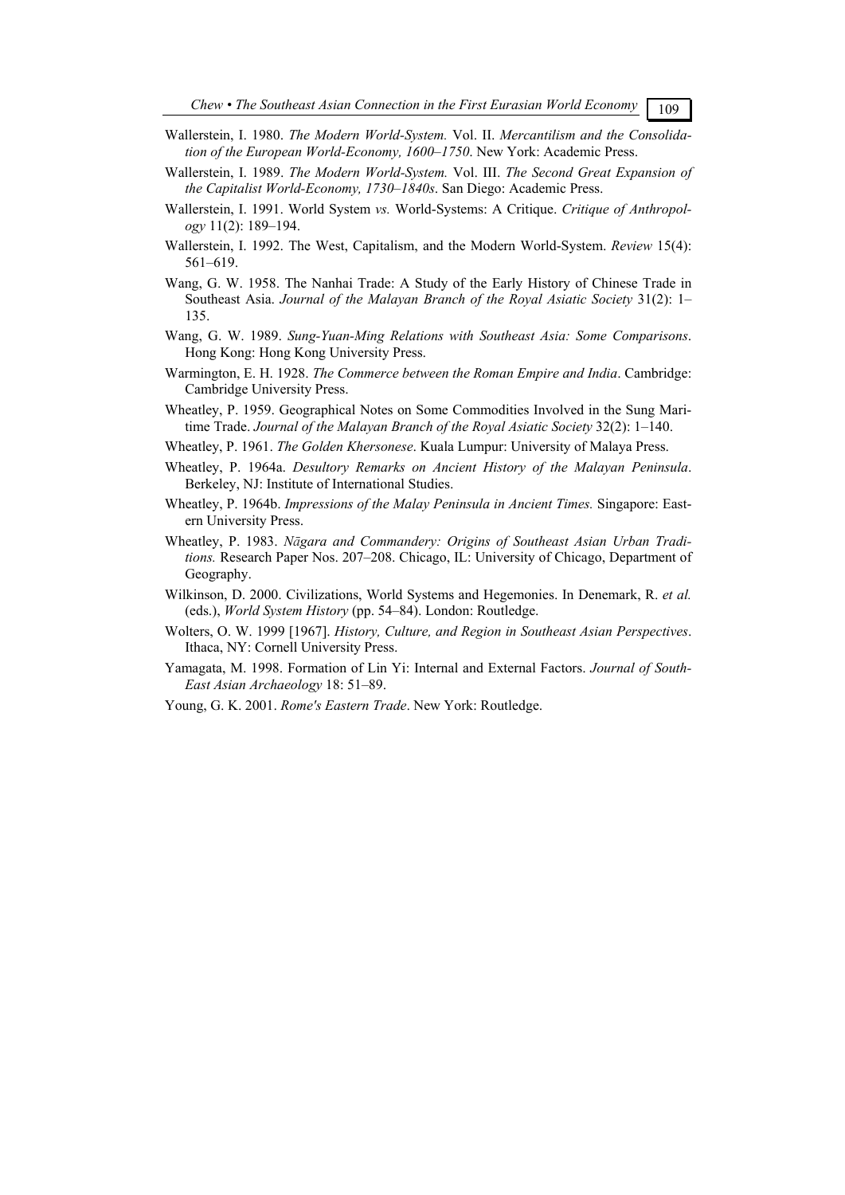Wallerstein, I. 1980. *The Modern World-System.* Vol. II. *Mercantilism and the Consolidation of the European World-Economy, 1600–1750*. New York: Academic Press.

Wallerstein, I. 1989. *The Modern World-System.* Vol. III. *The Second Great Expansion of the Capitalist World-Economy, 1730–1840s*. San Diego: Academic Press.

Wallerstein, I. 1991. World System *vs.* World-Systems: A Critique. *Critique of Anthropology* 11(2): 189–194.

Wallerstein, I. 1992. The West, Capitalism, and the Modern World-System. *Review* 15(4): 561–619.

Wang, G. W. 1958. The Nanhai Trade: A Study of the Early History of Chinese Trade in Southeast Asia. *Journal of the Malayan Branch of the Royal Asiatic Society* 31(2): 1–135.

Wang, G. W. 1989. *Sung-Yuan-Ming Relations with Southeast Asia: Some Comparisons*. Hong Kong: Hong Kong University Press.

Warmington, E. H. 1928. *The Commerce between the Roman Empire and India*. Cambridge: Cambridge University Press.

Wheatley, P. 1959. Geographical Notes on Some Commodities Involved in the Sung Maritime Trade. *Journal of the Malayan Branch of the Royal Asiatic Society* 32(2): 1–140.

Wheatley, P. 1961. *The Golden Khersonese*. Kuala Lumpur: University of Malaya Press.

Wheatley, P. 1964a. *Desultory Remarks on Ancient History of the Malayan Peninsula*. Berkeley, NJ: Institute of International Studies.

Wheatley, P. 1964b. *Impressions of the Malay Peninsula in Ancient Times.* Singapore: Eastern University Press.

Wheatley, P. 1983. *Nāgara and Commandery: Origins of Southeast Asian Urban Traditions.* Research Paper Nos. 207–208. Chicago, IL: University of Chicago, Department of Geography.

Wilkinson, D. 2000. Civilizations, World Systems and Hegemonies. In Denemark, R. *et al.* (eds.), *World System History* (pp. 54–84). London: Routledge.

Wolters, O. W. 1999 [1967]. *History, Culture, and Region in Southeast Asian Perspectives*. Ithaca, NY: Cornell University Press.

Yamagata, M. 1998. Formation of Lin Yi: Internal and External Factors. *Journal of South-East Asian Archaeology* 18: 51–89.

Young, G. K. 2001. *Rome's Eastern Trade*. New York: Routledge.